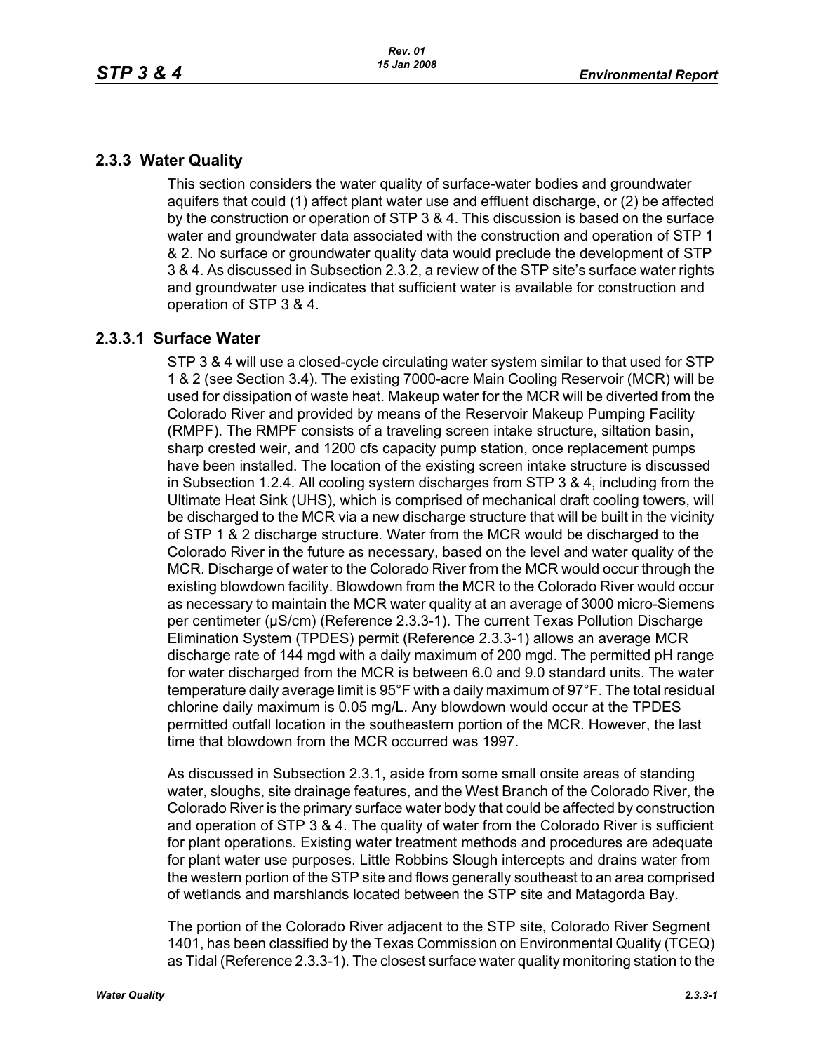## 2.3.3 Water Quality

This section considers the water quality of surface-water bodies and groundwater aquifers that could (1) affect plant water use and effluent discharge, or (2) be affected by the construction or operation of STP 3 & 4. This discussion is based on the surface water and groundwater data associated with the construction and operation of STP 1 & 2. No surface or groundwater quality data would preclude the development of STP 3 & 4. As discussed in Subsection 2.3.2, a review of the STP site's surface water rights and groundwater use indicates that sufficient water is available for construction and operation of STP 3 & 4.

### 2.3.3.1 Surface Water

STP 3 & 4 will use a closed-cycle circulating water system similar to that used for STP 1 & 2 (see Section 3.4). The existing 7000-acre Main Cooling Reservoir (MCR) will be used for dissipation of waste heat. Makeup water for the MCR will be diverted from the Colorado River and provided by means of the Reservoir Makeup Pumping Facility (RMPF). The RMPF consists of a traveling screen intake structure, siltation basin, sharp crested weir, and 1200 cfs capacity pump station, once replacement pumps have been installed. The location of the existing screen intake structure is discussed in Subsection 1.2.4. All cooling system discharges from STP 3 & 4, including from the Ultimate Heat Sink (UHS), which is comprised of mechanical draft cooling towers, will be discharged to the MCR via a new discharge structure that will be built in the vicinity of STP 1 & 2 discharge structure. Water from the MCR would be discharged to the Colorado River in the future as necessary, based on the level and water quality of the MCR. Discharge of water to the Colorado River from the MCR would occur through the existing blowdown facility. Blowdown from the MCR to the Colorado River would occur as necessary to maintain the MCR water quality at an average of 3000 micro-Siemens per centimeter (μS/cm) (Reference 2.3.3-1). The current Texas Pollution Discharge Elimination System (TPDES) permit (Reference 2.3.3-1) allows an average MCR discharge rate of 144 mgd with a daily maximum of 200 mgd. The permitted pH range for water discharged from the MCR is between 6.0 and 9.0 standard units. The water temperature daily average limit is 95°F with a daily maximum of 97°F. The total residual chlorine daily maximum is 0.05 mg/L. Any blowdown would occur at the TPDES permitted outfall location in the southeastern portion of the MCR. However, the last time that blowdown from the MCR occurred was 1997.

As discussed in Subsection 2.3.1, aside from some small onsite areas of standing water, sloughs, site drainage features, and the West Branch of the Colorado River, the Colorado River is the primary surface water body that could be affected by construction and operation of STP 3 & 4. The quality of water from the Colorado River is sufficient for plant operations. Existing water treatment methods and procedures are adequate for plant water use purposes. Little Robbins Slough intercepts and drains water from the western portion of the STP site and flows generally southeast to an area comprised of wetlands and marshlands located between the STP site and Matagorda Bay.

The portion of the Colorado River adjacent to the STP site, Colorado River Segment 1401, has been classified by the Texas Commission on Environmental Quality (TCEQ) as Tidal (Reference 2.3.3-1). The closest surface water quality monitoring station to the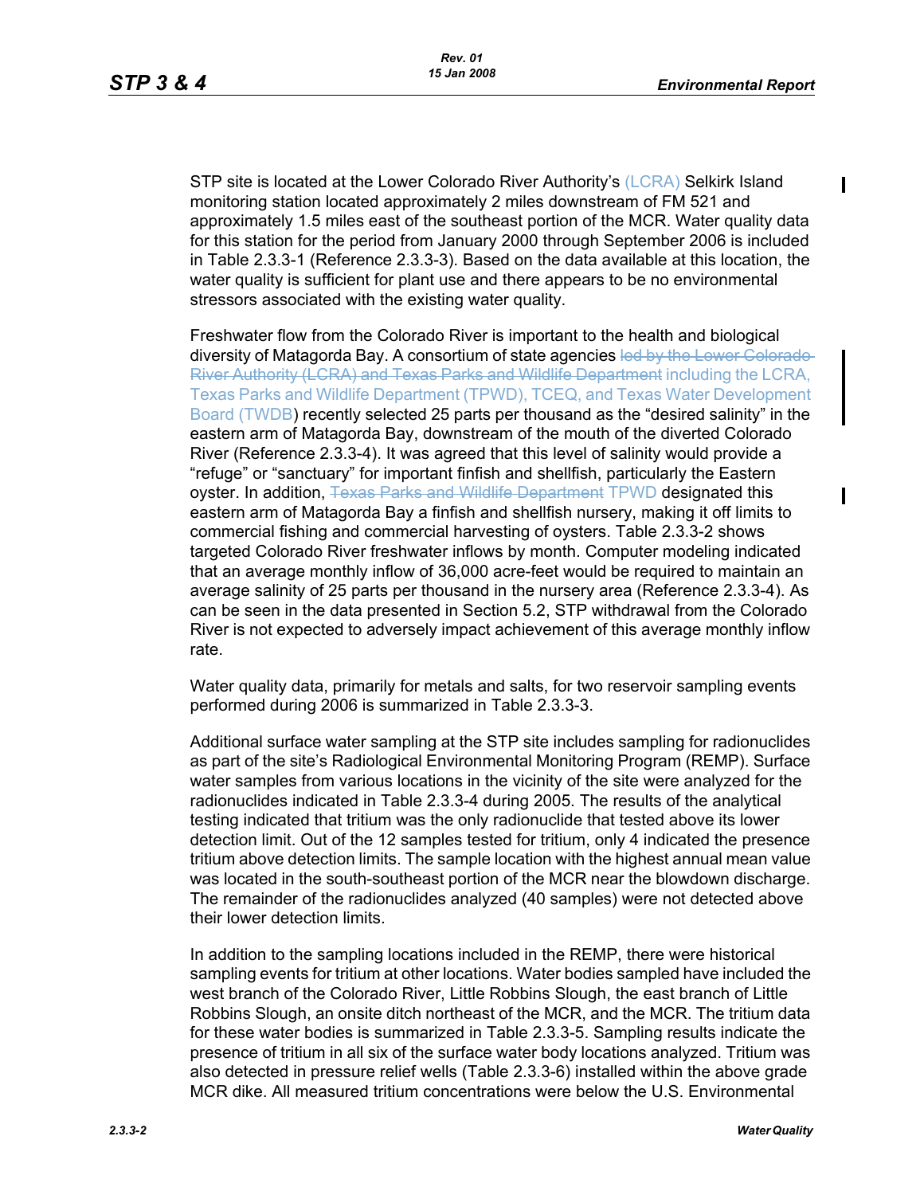STP site is located at the Lower Colorado River Authority's (LCRA) Selkirk Island monitoring station located approximately 2 miles downstream of FM 521 and approximately 1.5 miles east of the southeast portion of the MCR. Water quality data for this station for the period from January 2000 through September 2006 is included in Table 2.3.3-1 (Reference 2.3.3-3). Based on the data available at this location, the water quality is sufficient for plant use and there appears to be no environmental stressors associated with the existing water quality.

Freshwater flow from the Colorado River is important to the health and biological diversity of Matagorda Bay. A consortium of state agencies ~~led by the Lower Colorado River Authority (LCRA) and Texas Parks and Wildlife Department~~ including the LCRA, Texas Parks and Wildlife Department (TPWD), TCEQ, and Texas Water Development Board (TWDB) recently selected 25 parts per thousand as the "desired salinity" in the eastern arm of Matagorda Bay, downstream of the mouth of the diverted Colorado River (Reference 2.3.3-4). It was agreed that this level of salinity would provide a "refuge" or "sanctuary" for important finfish and shellfish, particularly the Eastern oyster. In addition, ~~Texas Parks and Wildlife Department~~ TPWD designated this eastern arm of Matagorda Bay a finfish and shellfish nursery, making it off limits to commercial fishing and commercial harvesting of oysters. Table 2.3.3-2 shows targeted Colorado River freshwater inflows by month. Computer modeling indicated that an average monthly inflow of 36,000 acre-feet would be required to maintain an average salinity of 25 parts per thousand in the nursery area (Reference 2.3.3-4). As can be seen in the data presented in Section 5.2, STP withdrawal from the Colorado River is not expected to adversely impact achievement of this average monthly inflow rate.

Water quality data, primarily for metals and salts, for two reservoir sampling events performed during 2006 is summarized in Table 2.3.3-3.

Additional surface water sampling at the STP site includes sampling for radionuclides as part of the site's Radiological Environmental Monitoring Program (REMP). Surface water samples from various locations in the vicinity of the site were analyzed for the radionuclides indicated in Table 2.3.3-4 during 2005. The results of the analytical testing indicated that tritium was the only radionuclide that tested above its lower detection limit. Out of the 12 samples tested for tritium, only 4 indicated the presence tritium above detection limits. The sample location with the highest annual mean value was located in the south-southeast portion of the MCR near the blowdown discharge. The remainder of the radionuclides analyzed (40 samples) were not detected above their lower detection limits.

In addition to the sampling locations included in the REMP, there were historical sampling events for tritium at other locations. Water bodies sampled have included the west branch of the Colorado River, Little Robbins Slough, the east branch of Little Robbins Slough, an onsite ditch northeast of the MCR, and the MCR. The tritium data for these water bodies is summarized in Table 2.3.3-5. Sampling results indicate the presence of tritium in all six of the surface water body locations analyzed. Tritium was also detected in pressure relief wells (Table 2.3.3-6) installed within the above grade MCR dike. All measured tritium concentrations were below the U.S. Environmental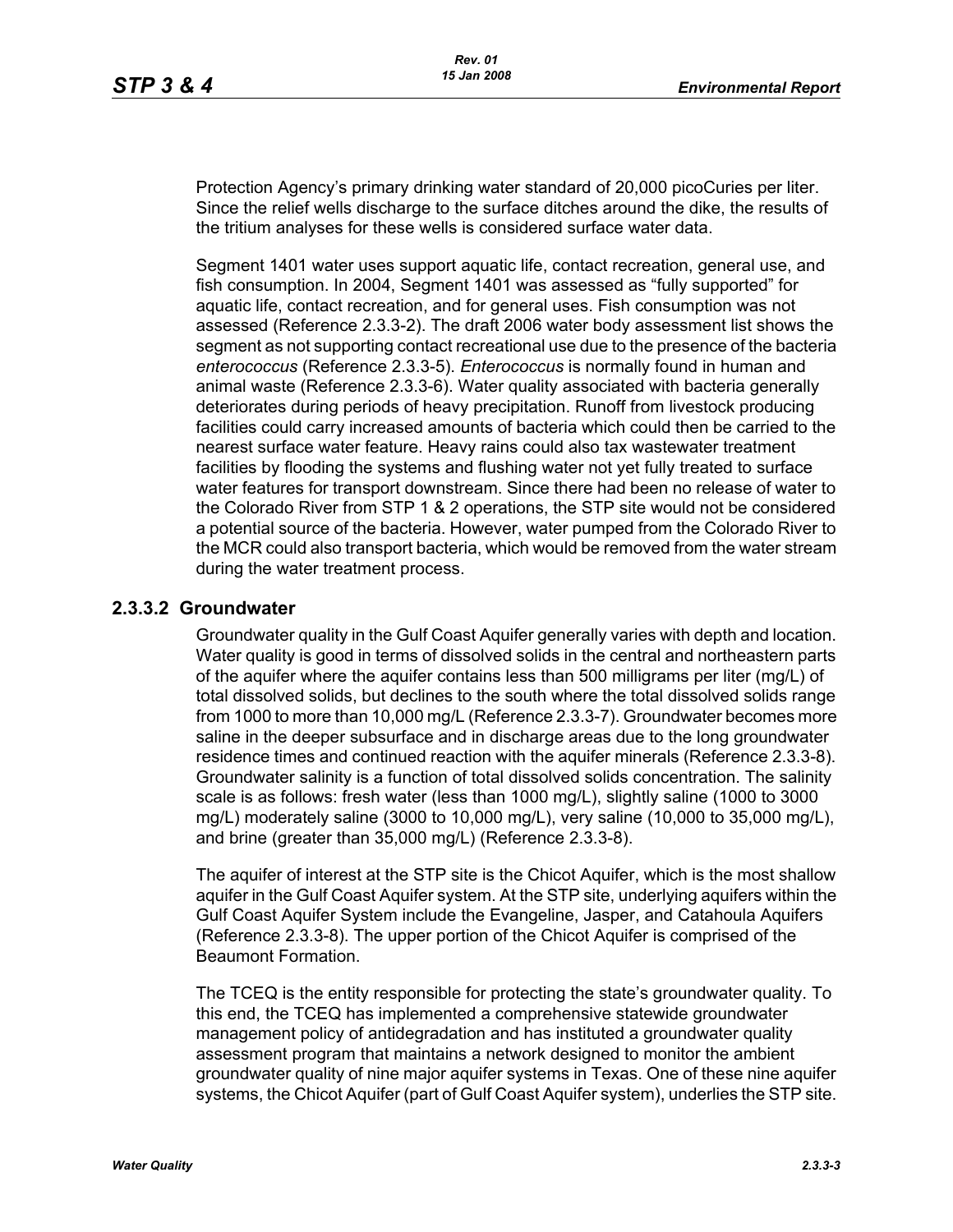Protection Agency's primary drinking water standard of 20,000 picoCuries per liter. Since the relief wells discharge to the surface ditches around the dike, the results of the tritium analyses for these wells is considered surface water data.

Segment 1401 water uses support aquatic life, contact recreation, general use, and fish consumption. In 2004, Segment 1401 was assessed as "fully supported" for aquatic life, contact recreation, and for general uses. Fish consumption was not assessed (Reference 2.3.3-2). The draft 2006 water body assessment list shows the segment as not supporting contact recreational use due to the presence of the bacteria *enterococcus* (Reference 2.3.3-5). *Enterococcus* is normally found in human and animal waste (Reference 2.3.3-6). Water quality associated with bacteria generally deteriorates during periods of heavy precipitation. Runoff from livestock producing facilities could carry increased amounts of bacteria which could then be carried to the nearest surface water feature. Heavy rains could also tax wastewater treatment facilities by flooding the systems and flushing water not yet fully treated to surface water features for transport downstream. Since there had been no release of water to the Colorado River from STP 1 & 2 operations, the STP site would not be considered a potential source of the bacteria. However, water pumped from the Colorado River to the MCR could also transport bacteria, which would be removed from the water stream during the water treatment process.

### 2.3.3.2 Groundwater

Groundwater quality in the Gulf Coast Aquifer generally varies with depth and location. Water quality is good in terms of dissolved solids in the central and northeastern parts of the aquifer where the aquifer contains less than 500 milligrams per liter (mg/L) of total dissolved solids, but declines to the south where the total dissolved solids range from 1000 to more than 10,000 mg/L (Reference 2.3.3-7). Groundwater becomes more saline in the deeper subsurface and in discharge areas due to the long groundwater residence times and continued reaction with the aquifer minerals (Reference 2.3.3-8). Groundwater salinity is a function of total dissolved solids concentration. The salinity scale is as follows: fresh water (less than 1000 mg/L), slightly saline (1000 to 3000 mg/L) moderately saline (3000 to 10,000 mg/L), very saline (10,000 to 35,000 mg/L), and brine (greater than 35,000 mg/L) (Reference 2.3.3-8).

The aquifer of interest at the STP site is the Chicot Aquifer, which is the most shallow aquifer in the Gulf Coast Aquifer system. At the STP site, underlying aquifers within the Gulf Coast Aquifer System include the Evangeline, Jasper, and Catahoula Aquifers (Reference 2.3.3-8). The upper portion of the Chicot Aquifer is comprised of the Beaumont Formation.

The TCEQ is the entity responsible for protecting the state's groundwater quality. To this end, the TCEQ has implemented a comprehensive statewide groundwater management policy of antidegradation and has instituted a groundwater quality assessment program that maintains a network designed to monitor the ambient groundwater quality of nine major aquifer systems in Texas. One of these nine aquifer systems, the Chicot Aquifer (part of Gulf Coast Aquifer system), underlies the STP site.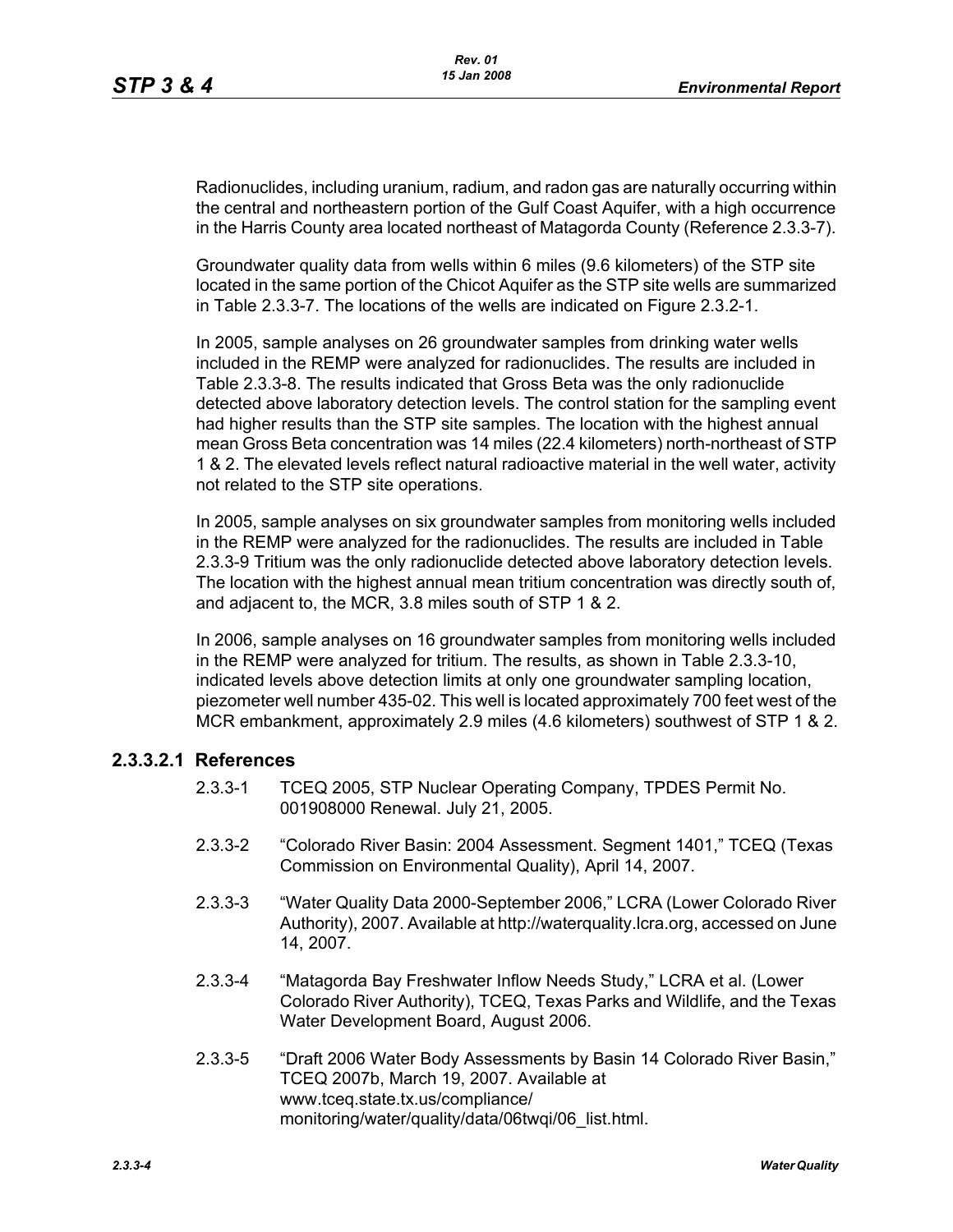Radionuclides, including uranium, radium, and radon gas are naturally occurring within the central and northeastern portion of the Gulf Coast Aquifer, with a high occurrence in the Harris County area located northeast of Matagorda County (Reference 2.3.3-7).

Groundwater quality data from wells within 6 miles (9.6 kilometers) of the STP site located in the same portion of the Chicot Aquifer as the STP site wells are summarized in Table 2.3.3-7. The locations of the wells are indicated on Figure 2.3.2-1.

In 2005, sample analyses on 26 groundwater samples from drinking water wells included in the REMP were analyzed for radionuclides. The results are included in Table 2.3.3-8. The results indicated that Gross Beta was the only radionuclide detected above laboratory detection levels. The control station for the sampling event had higher results than the STP site samples. The location with the highest annual mean Gross Beta concentration was 14 miles (22.4 kilometers) north-northeast of STP 1 & 2. The elevated levels reflect natural radioactive material in the well water, activity not related to the STP site operations.

In 2005, sample analyses on six groundwater samples from monitoring wells included in the REMP were analyzed for the radionuclides. The results are included in Table 2.3.3-9 Tritium was the only radionuclide detected above laboratory detection levels. The location with the highest annual mean tritium concentration was directly south of, and adjacent to, the MCR, 3.8 miles south of STP 1 & 2.

In 2006, sample analyses on 16 groundwater samples from monitoring wells included in the REMP were analyzed for tritium. The results, as shown in Table 2.3.3-10, indicated levels above detection limits at only one groundwater sampling location, piezometer well number 435-02. This well is located approximately 700 feet west of the MCR embankment, approximately 2.9 miles (4.6 kilometers) southwest of STP 1 & 2.

### 2.3.3.2.1 References

2.3.3-1 TCEQ 2005, STP Nuclear Operating Company, TPDES Permit No. 001908000 Renewal. July 21, 2005.

2.3.3-2 "Colorado River Basin: 2004 Assessment. Segment 1401," TCEQ (Texas Commission on Environmental Quality), April 14, 2007.

2.3.3-3 "Water Quality Data 2000-September 2006," LCRA (Lower Colorado River Authority), 2007. Available at http://waterquality.lcra.org, accessed on June 14, 2007.

2.3.3-4 "Matagorda Bay Freshwater Inflow Needs Study," LCRA et al. (Lower Colorado River Authority), TCEQ, Texas Parks and Wildlife, and the Texas Water Development Board, August 2006.

2.3.3-5 "Draft 2006 Water Body Assessments by Basin 14 Colorado River Basin," TCEQ 2007b, March 19, 2007. Available at www.tceq.state.tx.us/compliance/monitoring/water/quality/data/06twqi/06_list.html.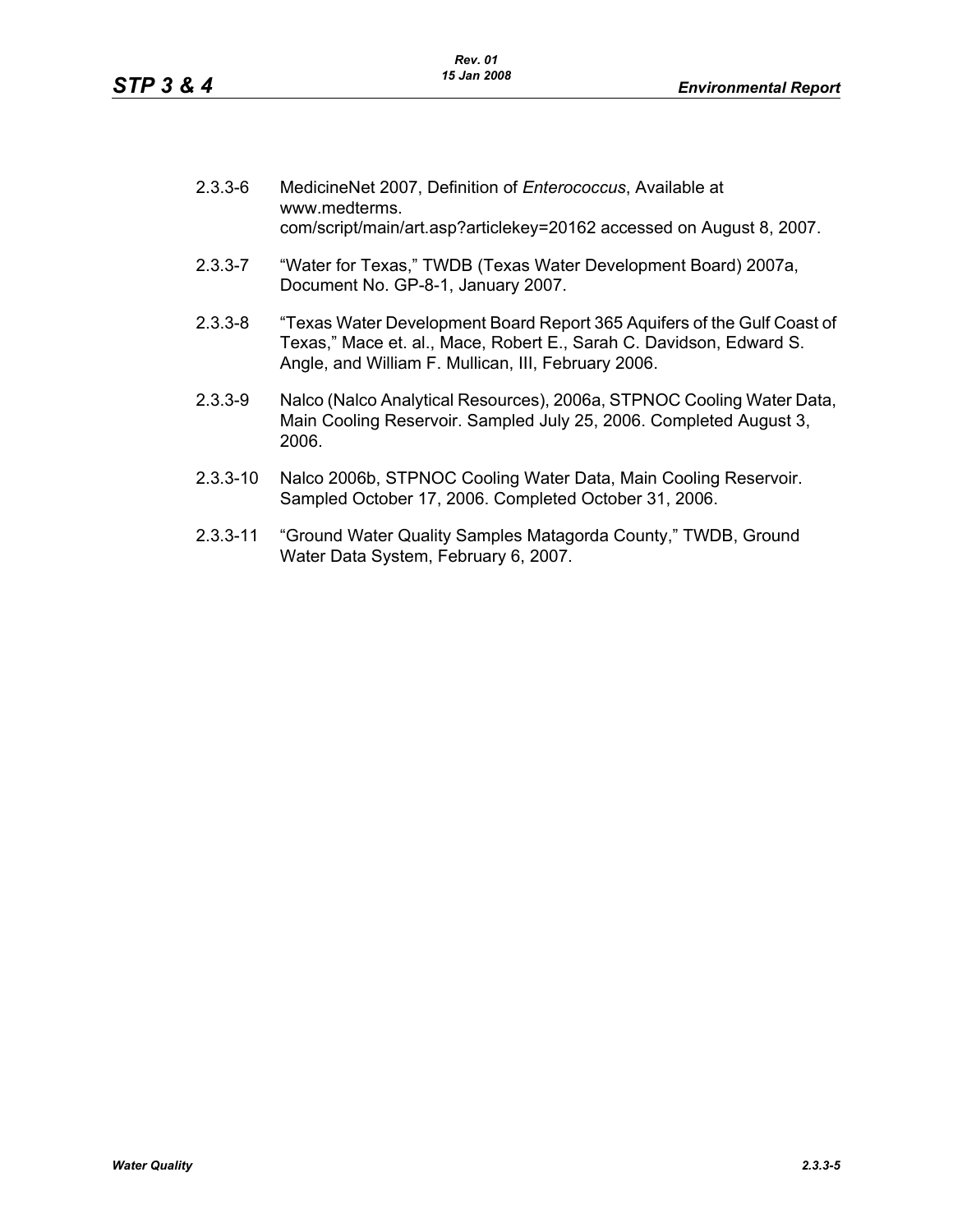2.3.3-6 MedicineNet 2007, Definition of *Enterococcus*, Available at www.medterms.com/script/main/art.asp?articlekey=20162 accessed on August 8, 2007.

2.3.3-7 "Water for Texas," TWDB (Texas Water Development Board) 2007a, Document No. GP-8-1, January 2007.

2.3.3-8 "Texas Water Development Board Report 365 Aquifers of the Gulf Coast of Texas," Mace et. al., Mace, Robert E., Sarah C. Davidson, Edward S. Angle, and William F. Mullican, III, February 2006.

2.3.3-9 Nalco (Nalco Analytical Resources), 2006a, STPNOC Cooling Water Data, Main Cooling Reservoir. Sampled July 25, 2006. Completed August 3, 2006.

2.3.3-10 Nalco 2006b, STPNOC Cooling Water Data, Main Cooling Reservoir. Sampled October 17, 2006. Completed October 31, 2006.

2.3.3-11 "Ground Water Quality Samples Matagorda County," TWDB, Ground Water Data System, February 6, 2007.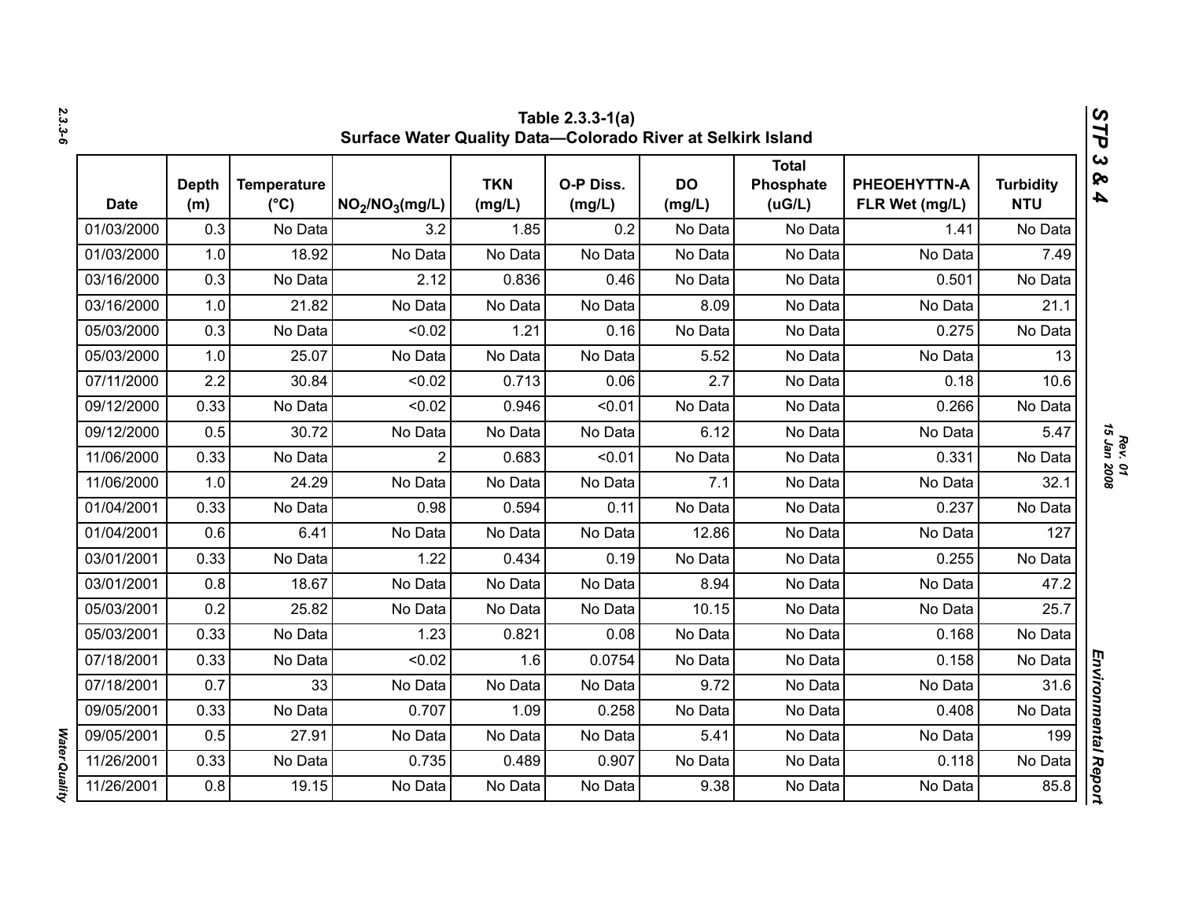**Table 2.3.3-1(a)**
**Surface Water Quality Data—Colorado River at Selkirk Island**

| Date | Depth (m) | Temperature (°C) | $NO_2/NO_3$(mg/L) | TKN (mg/L) | O-P Diss. (mg/L) | DO (mg/L) | Total Phosphate (uG/L) | PHEOEHYTTN-A FLR Wet (mg/L) | Turbidity NTU |
|---|---|---|---|---|---|---|---|---|---|
| 01/03/2000 | 0.3 | No Data | 3.2 | 1.85 | 0.2 | No Data | No Data | 1.41 | No Data |
| 01/03/2000 | 1.0 | 18.92 | No Data | No Data | No Data | No Data | No Data | No Data | 7.49 |
| 03/16/2000 | 0.3 | No Data | 2.12 | 0.836 | 0.46 | No Data | No Data | 0.501 | No Data |
| 03/16/2000 | 1.0 | 21.82 | No Data | No Data | No Data | 8.09 | No Data | No Data | 21.1 |
| 05/03/2000 | 0.3 | No Data | <0.02 | 1.21 | 0.16 | No Data | No Data | 0.275 | No Data |
| 05/03/2000 | 1.0 | 25.07 | No Data | No Data | No Data | 5.52 | No Data | No Data | 13 |
| 07/11/2000 | 2.2 | 30.84 | <0.02 | 0.713 | 0.06 | 2.7 | No Data | 0.18 | 10.6 |
| 09/12/2000 | 0.33 | No Data | <0.02 | 0.946 | <0.01 | No Data | No Data | 0.266 | No Data |
| 09/12/2000 | 0.5 | 30.72 | No Data | No Data | No Data | 6.12 | No Data | No Data | 5.47 |
| 11/06/2000 | 0.33 | No Data | 2 | 0.683 | <0.01 | No Data | No Data | 0.331 | No Data |
| 11/06/2000 | 1.0 | 24.29 | No Data | No Data | No Data | 7.1 | No Data | No Data | 32.1 |
| 01/04/2001 | 0.33 | No Data | 0.98 | 0.594 | 0.11 | No Data | No Data | 0.237 | No Data |
| 01/04/2001 | 0.6 | 6.41 | No Data | No Data | No Data | 12.86 | No Data | No Data | 127 |
| 03/01/2001 | 0.33 | No Data | 1.22 | 0.434 | 0.19 | No Data | No Data | 0.255 | No Data |
| 03/01/2001 | 0.8 | 18.67 | No Data | No Data | No Data | 8.94 | No Data | No Data | 47.2 |
| 05/03/2001 | 0.2 | 25.82 | No Data | No Data | No Data | 10.15 | No Data | No Data | 25.7 |
| 05/03/2001 | 0.33 | No Data | 1.23 | 0.821 | 0.08 | No Data | No Data | 0.168 | No Data |
| 07/18/2001 | 0.33 | No Data | <0.02 | 1.6 | 0.0754 | No Data | No Data | 0.158 | No Data |
| 07/18/2001 | 0.7 | 33 | No Data | No Data | No Data | 9.72 | No Data | No Data | 31.6 |
| 09/05/2001 | 0.33 | No Data | 0.707 | 1.09 | 0.258 | No Data | No Data | 0.408 | No Data |
| 09/05/2001 | 0.5 | 27.91 | No Data | No Data | No Data | 5.41 | No Data | No Data | 199 |
| 11/26/2001 | 0.33 | No Data | 0.735 | 0.489 | 0.907 | No Data | No Data | 0.118 | No Data |
| 11/26/2001 | 0.8 | 19.15 | No Data | No Data | No Data | 9.38 | No Data | No Data | 85.8 |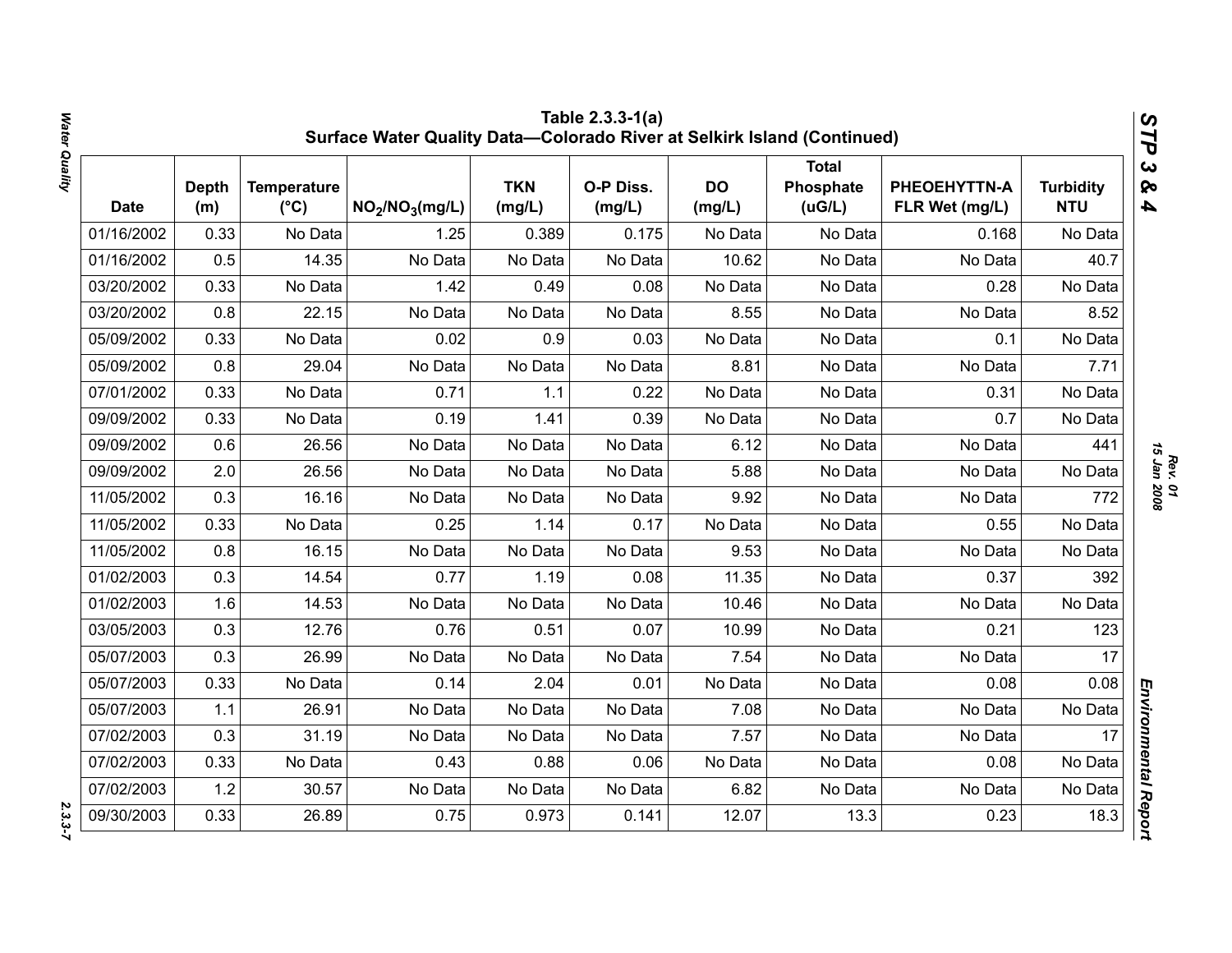## Table 2.3.3-1(a) Surface Water Quality Data—Colorado River at Selkirk Island (Continued)

| Date | Depth (m) | Temperature (°C) | $NO_2/NO_3$(mg/L) | TKN (mg/L) | O-P Diss. (mg/L) | DO (mg/L) | Total Phosphate (uG/L) | PHEOEHYTTN-A FLR Wet (mg/L) | Turbidity NTU |
|---|---|---|---|---|---|---|---|---|---|
| 01/16/2002 | 0.33 | No Data | 1.25 | 0.389 | 0.175 | No Data | No Data | 0.168 | No Data |
| 01/16/2002 | 0.5 | 14.35 | No Data | No Data | No Data | 10.62 | No Data | No Data | 40.7 |
| 03/20/2002 | 0.33 | No Data | 1.42 | 0.49 | 0.08 | No Data | No Data | 0.28 | No Data |
| 03/20/2002 | 0.8 | 22.15 | No Data | No Data | No Data | 8.55 | No Data | No Data | 8.52 |
| 05/09/2002 | 0.33 | No Data | 0.02 | 0.9 | 0.03 | No Data | No Data | 0.1 | No Data |
| 05/09/2002 | 0.8 | 29.04 | No Data | No Data | No Data | 8.81 | No Data | No Data | 7.71 |
| 07/01/2002 | 0.33 | No Data | 0.71 | 1.1 | 0.22 | No Data | No Data | 0.31 | No Data |
| 09/09/2002 | 0.33 | No Data | 0.19 | 1.41 | 0.39 | No Data | No Data | 0.7 | No Data |
| 09/09/2002 | 0.6 | 26.56 | No Data | No Data | No Data | 6.12 | No Data | No Data | 441 |
| 09/09/2002 | 2.0 | 26.56 | No Data | No Data | No Data | 5.88 | No Data | No Data | No Data |
| 11/05/2002 | 0.3 | 16.16 | No Data | No Data | No Data | 9.92 | No Data | No Data | 772 |
| 11/05/2002 | 0.33 | No Data | 0.25 | 1.14 | 0.17 | No Data | No Data | 0.55 | No Data |
| 11/05/2002 | 0.8 | 16.15 | No Data | No Data | No Data | 9.53 | No Data | No Data | No Data |
| 01/02/2003 | 0.3 | 14.54 | 0.77 | 1.19 | 0.08 | 11.35 | No Data | 0.37 | 392 |
| 01/02/2003 | 1.6 | 14.53 | No Data | No Data | No Data | 10.46 | No Data | No Data | No Data |
| 03/05/2003 | 0.3 | 12.76 | 0.76 | 0.51 | 0.07 | 10.99 | No Data | 0.21 | 123 |
| 05/07/2003 | 0.3 | 26.99 | No Data | No Data | No Data | 7.54 | No Data | No Data | 17 |
| 05/07/2003 | 0.33 | No Data | 0.14 | 2.04 | 0.01 | No Data | No Data | 0.08 | 0.08 |
| 05/07/2003 | 1.1 | 26.91 | No Data | No Data | No Data | 7.08 | No Data | No Data | No Data |
| 07/02/2003 | 0.3 | 31.19 | No Data | No Data | No Data | 7.57 | No Data | No Data | 17 |
| 07/02/2003 | 0.33 | No Data | 0.43 | 0.88 | 0.06 | No Data | No Data | 0.08 | No Data |
| 07/02/2003 | 1.2 | 30.57 | No Data | No Data | No Data | 6.82 | No Data | No Data | No Data |
| 09/30/2003 | 0.33 | 26.89 | 0.75 | 0.973 | 0.141 | 12.07 | 13.3 | 0.23 | 18.3 |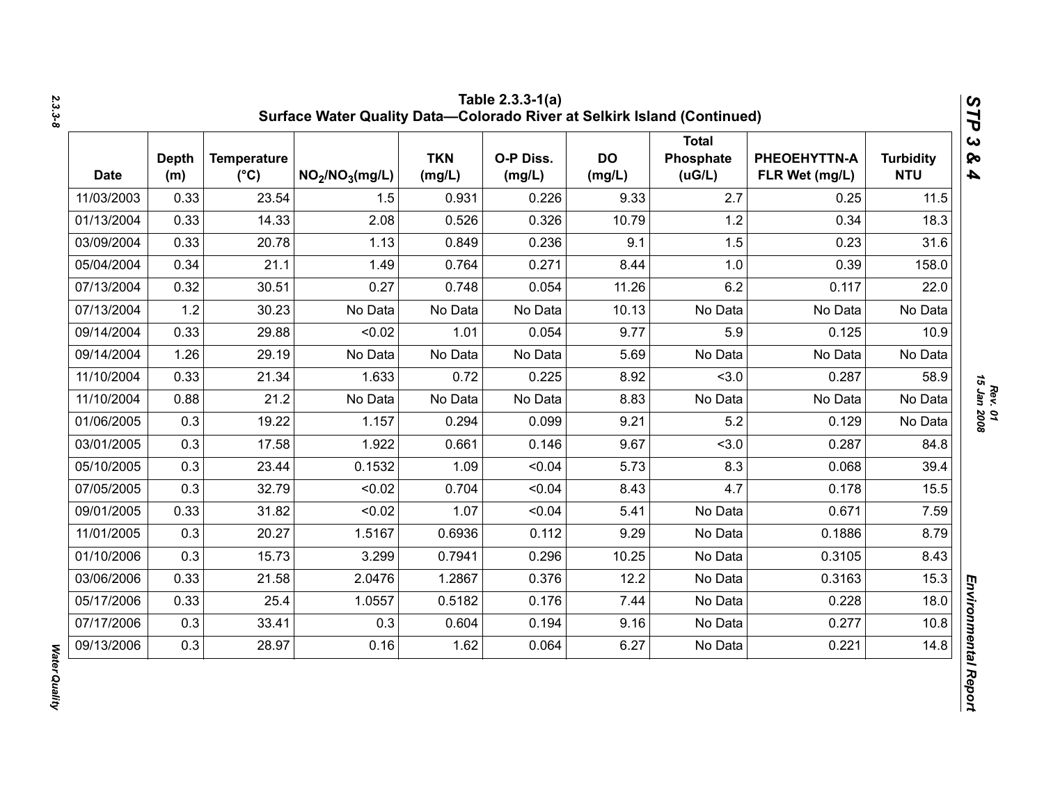Table 2.3.3-1(a)
Surface Water Quality Data—Colorado River at Selkirk Island (Continued)

| Date | Depth (m) | Temperature (°C) | $NO_2/NO_3$(mg/L) | TKN (mg/L) | O-P Diss. (mg/L) | DO (mg/L) | Total Phosphate (uG/L) | PHEOEHYTTN-A FLR Wet (mg/L) | Turbidity NTU |
|---|---|---|---|---|---|---|---|---|---|
| 11/03/2003 | 0.33 | 23.54 | 1.5 | 0.931 | 0.226 | 9.33 | 2.7 | 0.25 | 11.5 |
| 01/13/2004 | 0.33 | 14.33 | 2.08 | 0.526 | 0.326 | 10.79 | 1.2 | 0.34 | 18.3 |
| 03/09/2004 | 0.33 | 20.78 | 1.13 | 0.849 | 0.236 | 9.1 | 1.5 | 0.23 | 31.6 |
| 05/04/2004 | 0.34 | 21.1 | 1.49 | 0.764 | 0.271 | 8.44 | 1.0 | 0.39 | 158.0 |
| 07/13/2004 | 0.32 | 30.51 | 0.27 | 0.748 | 0.054 | 11.26 | 6.2 | 0.117 | 22.0 |
| 07/13/2004 | 1.2 | 30.23 | No Data | No Data | No Data | 10.13 | No Data | No Data | No Data |
| 09/14/2004 | 0.33 | 29.88 | <0.02 | 1.01 | 0.054 | 9.77 | 5.9 | 0.125 | 10.9 |
| 09/14/2004 | 1.26 | 29.19 | No Data | No Data | No Data | 5.69 | No Data | No Data | No Data |
| 11/10/2004 | 0.33 | 21.34 | 1.633 | 0.72 | 0.225 | 8.92 | <3.0 | 0.287 | 58.9 |
| 11/10/2004 | 0.88 | 21.2 | No Data | No Data | No Data | 8.83 | No Data | No Data | No Data |
| 01/06/2005 | 0.3 | 19.22 | 1.157 | 0.294 | 0.099 | 9.21 | 5.2 | 0.129 | No Data |
| 03/01/2005 | 0.3 | 17.58 | 1.922 | 0.661 | 0.146 | 9.67 | <3.0 | 0.287 | 84.8 |
| 05/10/2005 | 0.3 | 23.44 | 0.1532 | 1.09 | <0.04 | 5.73 | 8.3 | 0.068 | 39.4 |
| 07/05/2005 | 0.3 | 32.79 | <0.02 | 0.704 | <0.04 | 8.43 | 4.7 | 0.178 | 15.5 |
| 09/01/2005 | 0.33 | 31.82 | <0.02 | 1.07 | <0.04 | 5.41 | No Data | 0.671 | 7.59 |
| 11/01/2005 | 0.3 | 20.27 | 1.5167 | 0.6936 | 0.112 | 9.29 | No Data | 0.1886 | 8.79 |
| 01/10/2006 | 0.3 | 15.73 | 3.299 | 0.7941 | 0.296 | 10.25 | No Data | 0.3105 | 8.43 |
| 03/06/2006 | 0.33 | 21.58 | 2.0476 | 1.2867 | 0.376 | 12.2 | No Data | 0.3163 | 15.3 |
| 05/17/2006 | 0.33 | 25.4 | 1.0557 | 0.5182 | 0.176 | 7.44 | No Data | 0.228 | 18.0 |
| 07/17/2006 | 0.3 | 33.41 | 0.3 | 0.604 | 0.194 | 9.16 | No Data | 0.277 | 10.8 |
| 09/13/2006 | 0.3 | 28.97 | 0.16 | 1.62 | 0.064 | 6.27 | No Data | 0.221 | 14.8 |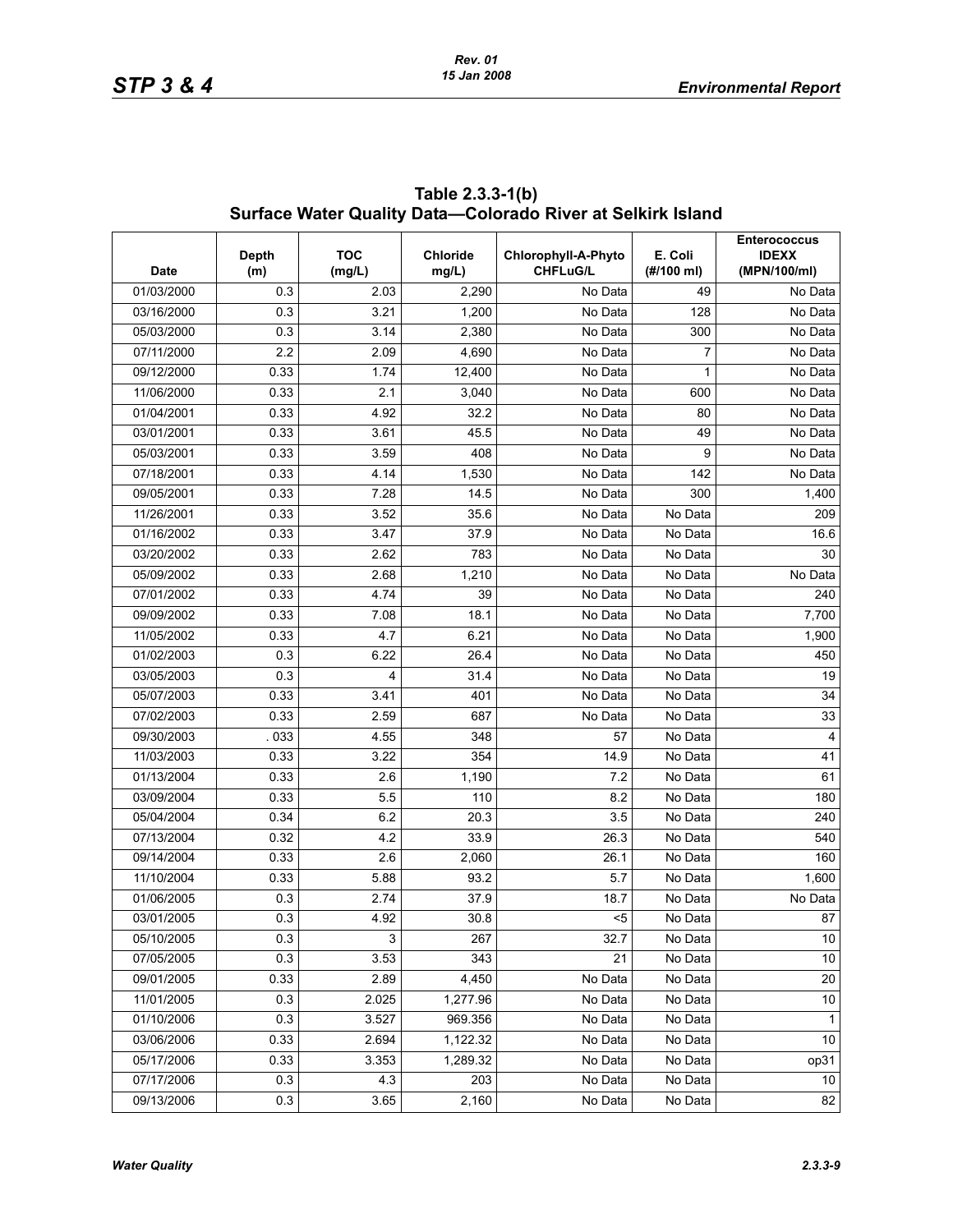**Table 2.3.3-1(b) Surface Water Quality Data—Colorado River at Selkirk Island**

| Date | Depth (m) | TOC (mg/L) | Chloride mg/L) | Chlorophyll-A-Phyto CHFLuG/L | E. Coli (#/100 ml) | Enterococcus IDEXX (MPN/100/ml) |
|---|---|---|---|---|---|---|
| 01/03/2000 | 0.3 | 2.03 | 2,290 | No Data | 49 | No Data |
| 03/16/2000 | 0.3 | 3.21 | 1,200 | No Data | 128 | No Data |
| 05/03/2000 | 0.3 | 3.14 | 2,380 | No Data | 300 | No Data |
| 07/11/2000 | 2.2 | 2.09 | 4,690 | No Data | 7 | No Data |
| 09/12/2000 | 0.33 | 1.74 | 12,400 | No Data | 1 | No Data |
| 11/06/2000 | 0.33 | 2.1 | 3,040 | No Data | 600 | No Data |
| 01/04/2001 | 0.33 | 4.92 | 32.2 | No Data | 80 | No Data |
| 03/01/2001 | 0.33 | 3.61 | 45.5 | No Data | 49 | No Data |
| 05/03/2001 | 0.33 | 3.59 | 408 | No Data | 9 | No Data |
| 07/18/2001 | 0.33 | 4.14 | 1,530 | No Data | 142 | No Data |
| 09/05/2001 | 0.33 | 7.28 | 14.5 | No Data | 300 | 1,400 |
| 11/26/2001 | 0.33 | 3.52 | 35.6 | No Data | No Data | 209 |
| 01/16/2002 | 0.33 | 3.47 | 37.9 | No Data | No Data | 16.6 |
| 03/20/2002 | 0.33 | 2.62 | 783 | No Data | No Data | 30 |
| 05/09/2002 | 0.33 | 2.68 | 1,210 | No Data | No Data | No Data |
| 07/01/2002 | 0.33 | 4.74 | 39 | No Data | No Data | 240 |
| 09/09/2002 | 0.33 | 7.08 | 18.1 | No Data | No Data | 7,700 |
| 11/05/2002 | 0.33 | 4.7 | 6.21 | No Data | No Data | 1,900 |
| 01/02/2003 | 0.3 | 6.22 | 26.4 | No Data | No Data | 450 |
| 03/05/2003 | 0.3 | 4 | 31.4 | No Data | No Data | 19 |
| 05/07/2003 | 0.33 | 3.41 | 401 | No Data | No Data | 34 |
| 07/02/2003 | 0.33 | 2.59 | 687 | No Data | No Data | 33 |
| 09/30/2003 | . 033 | 4.55 | 348 | 57 | No Data | 4 |
| 11/03/2003 | 0.33 | 3.22 | 354 | 14.9 | No Data | 41 |
| 01/13/2004 | 0.33 | 2.6 | 1,190 | 7.2 | No Data | 61 |
| 03/09/2004 | 0.33 | 5.5 | 110 | 8.2 | No Data | 180 |
| 05/04/2004 | 0.34 | 6.2 | 20.3 | 3.5 | No Data | 240 |
| 07/13/2004 | 0.32 | 4.2 | 33.9 | 26.3 | No Data | 540 |
| 09/14/2004 | 0.33 | 2.6 | 2,060 | 26.1 | No Data | 160 |
| 11/10/2004 | 0.33 | 5.88 | 93.2 | 5.7 | No Data | 1,600 |
| 01/06/2005 | 0.3 | 2.74 | 37.9 | 18.7 | No Data | No Data |
| 03/01/2005 | 0.3 | 4.92 | 30.8 | <5 | No Data | 87 |
| 05/10/2005 | 0.3 | 3 | 267 | 32.7 | No Data | 10 |
| 07/05/2005 | 0.3 | 3.53 | 343 | 21 | No Data | 10 |
| 09/01/2005 | 0.33 | 2.89 | 4,450 | No Data | No Data | 20 |
| 11/01/2005 | 0.3 | 2.025 | 1,277.96 | No Data | No Data | 10 |
| 01/10/2006 | 0.3 | 3.527 | 969.356 | No Data | No Data | 1 |
| 03/06/2006 | 0.33 | 2.694 | 1,122.32 | No Data | No Data | 10 |
| 05/17/2006 | 0.33 | 3.353 | 1,289.32 | No Data | No Data | op31 |
| 07/17/2006 | 0.3 | 4.3 | 203 | No Data | No Data | 10 |
| 09/13/2006 | 0.3 | 3.65 | 2,160 | No Data | No Data | 82 |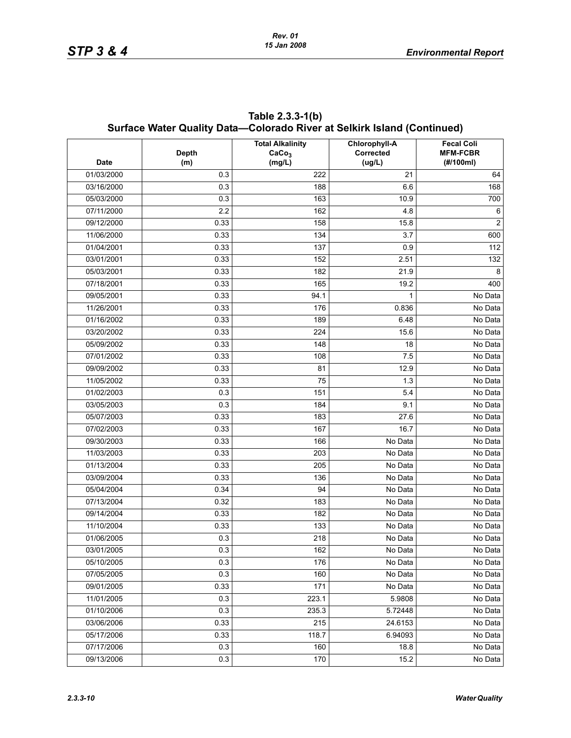**Table 2.3.3-1(b)**
**Surface Water Quality Data—Colorado River at Selkirk Island (Continued)**

| Date | Depth (m) | Total Alkalinity $CaCo_3$ (mg/L) | Chlorophyll-A Corrected (ug/L) | Fecal Coli MFM-FCBR (#/100ml) |
|---|---|---|---|---|
| 01/03/2000 | 0.3 | 222 | 21 | 64 |
| 03/16/2000 | 0.3 | 188 | 6.6 | 168 |
| 05/03/2000 | 0.3 | 163 | 10.9 | 700 |
| 07/11/2000 | 2.2 | 162 | 4.8 | 6 |
| 09/12/2000 | 0.33 | 158 | 15.8 | 2 |
| 11/06/2000 | 0.33 | 134 | 3.7 | 600 |
| 01/04/2001 | 0.33 | 137 | 0.9 | 112 |
| 03/01/2001 | 0.33 | 152 | 2.51 | 132 |
| 05/03/2001 | 0.33 | 182 | 21.9 | 8 |
| 07/18/2001 | 0.33 | 165 | 19.2 | 400 |
| 09/05/2001 | 0.33 | 94.1 | 1 | No Data |
| 11/26/2001 | 0.33 | 176 | 0.836 | No Data |
| 01/16/2002 | 0.33 | 189 | 6.48 | No Data |
| 03/20/2002 | 0.33 | 224 | 15.6 | No Data |
| 05/09/2002 | 0.33 | 148 | 18 | No Data |
| 07/01/2002 | 0.33 | 108 | 7.5 | No Data |
| 09/09/2002 | 0.33 | 81 | 12.9 | No Data |
| 11/05/2002 | 0.33 | 75 | 1.3 | No Data |
| 01/02/2003 | 0.3 | 151 | 5.4 | No Data |
| 03/05/2003 | 0.3 | 184 | 9.1 | No Data |
| 05/07/2003 | 0.33 | 183 | 27.6 | No Data |
| 07/02/2003 | 0.33 | 167 | 16.7 | No Data |
| 09/30/2003 | 0.33 | 166 | No Data | No Data |
| 11/03/2003 | 0.33 | 203 | No Data | No Data |
| 01/13/2004 | 0.33 | 205 | No Data | No Data |
| 03/09/2004 | 0.33 | 136 | No Data | No Data |
| 05/04/2004 | 0.34 | 94 | No Data | No Data |
| 07/13/2004 | 0.32 | 183 | No Data | No Data |
| 09/14/2004 | 0.33 | 182 | No Data | No Data |
| 11/10/2004 | 0.33 | 133 | No Data | No Data |
| 01/06/2005 | 0.3 | 218 | No Data | No Data |
| 03/01/2005 | 0.3 | 162 | No Data | No Data |
| 05/10/2005 | 0.3 | 176 | No Data | No Data |
| 07/05/2005 | 0.3 | 160 | No Data | No Data |
| 09/01/2005 | 0.33 | 171 | No Data | No Data |
| 11/01/2005 | 0.3 | 223.1 | 5.9808 | No Data |
| 01/10/2006 | 0.3 | 235.3 | 5.72448 | No Data |
| 03/06/2006 | 0.33 | 215 | 24.6153 | No Data |
| 05/17/2006 | 0.33 | 118.7 | 6.94093 | No Data |
| 07/17/2006 | 0.3 | 160 | 18.8 | No Data |
| 09/13/2006 | 0.3 | 170 | 15.2 | No Data |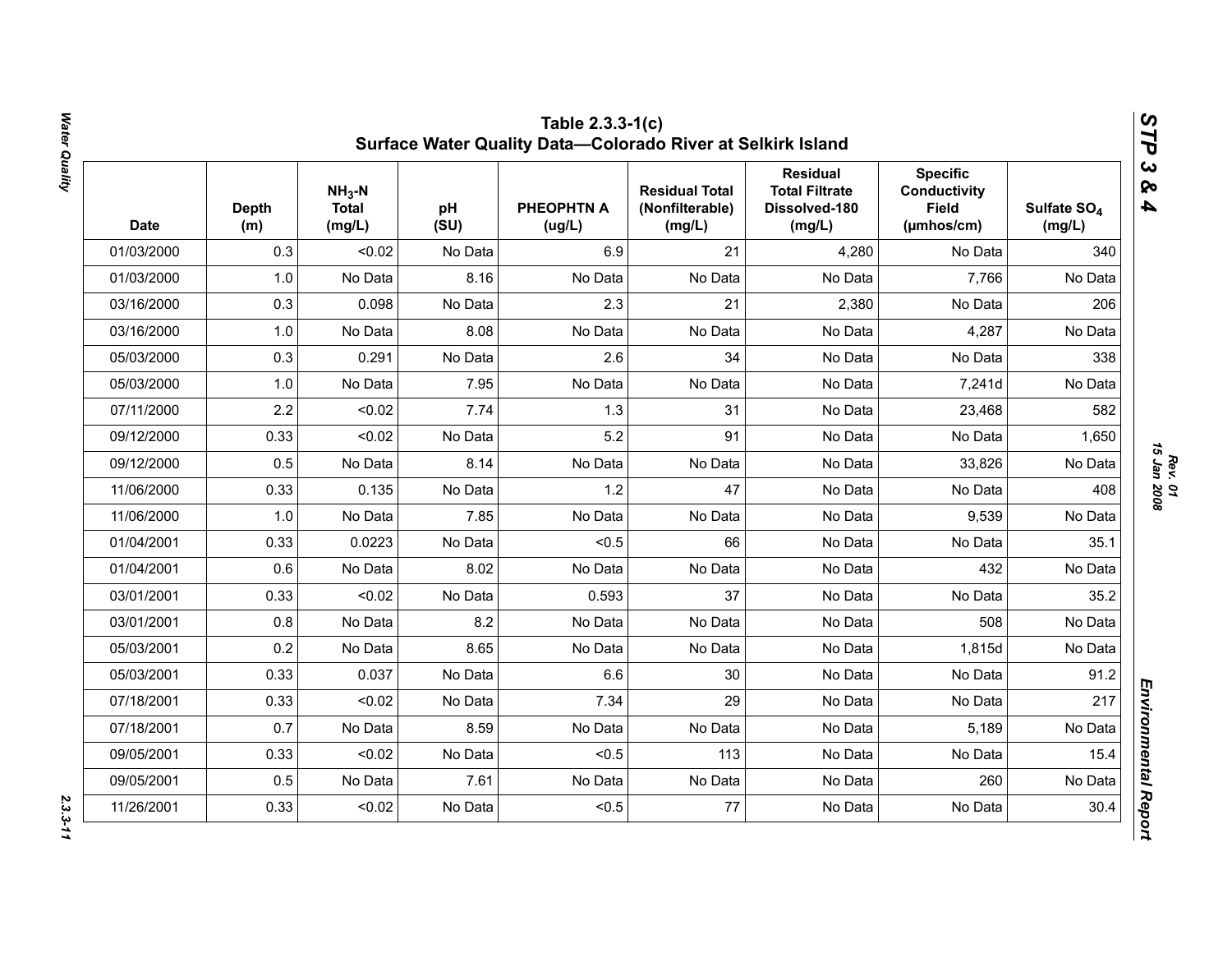# Table 2.3.3-1(c) Surface Water Quality Data—Colorado River at Selkirk Island

| Date | Depth (m) | $NH_3$-N Total (mg/L) | pH (SU) | PHEOPHTN A (ug/L) | Residual Total (Nonfilterable) (mg/L) | Residual Total Filtrate Dissolved-180 (mg/L) | Specific Conductivity Field (µmhos/cm) | Sulfate $SO_4$ (mg/L) |
|---|---|---|---|---|---|---|---|---|
| 01/03/2000 | 0.3 | <0.02 | No Data | 6.9 | 21 | 4,280 | No Data | 340 |
| 01/03/2000 | 1.0 | No Data | 8.16 | No Data | No Data | No Data | 7,766 | No Data |
| 03/16/2000 | 0.3 | 0.098 | No Data | 2.3 | 21 | 2,380 | No Data | 206 |
| 03/16/2000 | 1.0 | No Data | 8.08 | No Data | No Data | No Data | 4,287 | No Data |
| 05/03/2000 | 0.3 | 0.291 | No Data | 2.6 | 34 | No Data | No Data | 338 |
| 05/03/2000 | 1.0 | No Data | 7.95 | No Data | No Data | No Data | 7,241d | No Data |
| 07/11/2000 | 2.2 | <0.02 | 7.74 | 1.3 | 31 | No Data | 23,468 | 582 |
| 09/12/2000 | 0.33 | <0.02 | No Data | 5.2 | 91 | No Data | No Data | 1,650 |
| 09/12/2000 | 0.5 | No Data | 8.14 | No Data | No Data | No Data | 33,826 | No Data |
| 11/06/2000 | 0.33 | 0.135 | No Data | 1.2 | 47 | No Data | No Data | 408 |
| 11/06/2000 | 1.0 | No Data | 7.85 | No Data | No Data | No Data | 9,539 | No Data |
| 01/04/2001 | 0.33 | 0.0223 | No Data | <0.5 | 66 | No Data | No Data | 35.1 |
| 01/04/2001 | 0.6 | No Data | 8.02 | No Data | No Data | No Data | 432 | No Data |
| 03/01/2001 | 0.33 | <0.02 | No Data | 0.593 | 37 | No Data | No Data | 35.2 |
| 03/01/2001 | 0.8 | No Data | 8.2 | No Data | No Data | No Data | 508 | No Data |
| 05/03/2001 | 0.2 | No Data | 8.65 | No Data | No Data | No Data | 1,815d | No Data |
| 05/03/2001 | 0.33 | 0.037 | No Data | 6.6 | 30 | No Data | No Data | 91.2 |
| 07/18/2001 | 0.33 | <0.02 | No Data | 7.34 | 29 | No Data | No Data | 217 |
| 07/18/2001 | 0.7 | No Data | 8.59 | No Data | No Data | No Data | 5,189 | No Data |
| 09/05/2001 | 0.33 | <0.02 | No Data | <0.5 | 113 | No Data | No Data | 15.4 |
| 09/05/2001 | 0.5 | No Data | 7.61 | No Data | No Data | No Data | 260 | No Data |
| 11/26/2001 | 0.33 | <0.02 | No Data | <0.5 | 77 | No Data | No Data | 30.4 |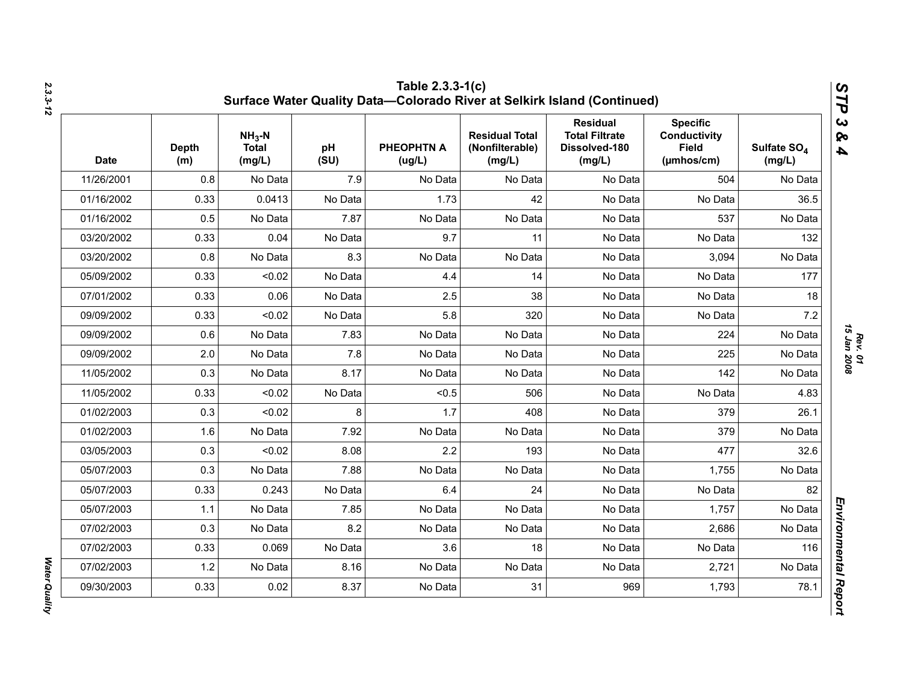## Table 2.3.3-1(c) Surface Water Quality Data—Colorado River at Selkirk Island (Continued)

| Date | Depth (m) | $NH_3$-N Total (mg/L) | pH (SU) | PHEOPHTN A (ug/L) | Residual Total (Nonfilterable) (mg/L) | Residual Total Filtrate Dissolved-180 (mg/L) | Specific Conductivity Field (µmhos/cm) | Sulfate $SO_4$ (mg/L) |
|---|---|---|---|---|---|---|---|---|
| 11/26/2001 | 0.8 | No Data | 7.9 | No Data | No Data | No Data | 504 | No Data |
| 01/16/2002 | 0.33 | 0.0413 | No Data | 1.73 | 42 | No Data | No Data | 36.5 |
| 01/16/2002 | 0.5 | No Data | 7.87 | No Data | No Data | No Data | 537 | No Data |
| 03/20/2002 | 0.33 | 0.04 | No Data | 9.7 | 11 | No Data | No Data | 132 |
| 03/20/2002 | 0.8 | No Data | 8.3 | No Data | No Data | No Data | 3,094 | No Data |
| 05/09/2002 | 0.33 | <0.02 | No Data | 4.4 | 14 | No Data | No Data | 177 |
| 07/01/2002 | 0.33 | 0.06 | No Data | 2.5 | 38 | No Data | No Data | 18 |
| 09/09/2002 | 0.33 | <0.02 | No Data | 5.8 | 320 | No Data | No Data | 7.2 |
| 09/09/2002 | 0.6 | No Data | 7.83 | No Data | No Data | No Data | 224 | No Data |
| 09/09/2002 | 2.0 | No Data | 7.8 | No Data | No Data | No Data | 225 | No Data |
| 11/05/2002 | 0.3 | No Data | 8.17 | No Data | No Data | No Data | 142 | No Data |
| 11/05/2002 | 0.33 | <0.02 | No Data | <0.5 | 506 | No Data | No Data | 4.83 |
| 01/02/2003 | 0.3 | <0.02 | 8 | 1.7 | 408 | No Data | 379 | 26.1 |
| 01/02/2003 | 1.6 | No Data | 7.92 | No Data | No Data | No Data | 379 | No Data |
| 03/05/2003 | 0.3 | <0.02 | 8.08 | 2.2 | 193 | No Data | 477 | 32.6 |
| 05/07/2003 | 0.3 | No Data | 7.88 | No Data | No Data | No Data | 1,755 | No Data |
| 05/07/2003 | 0.33 | 0.243 | No Data | 6.4 | 24 | No Data | No Data | 82 |
| 05/07/2003 | 1.1 | No Data | 7.85 | No Data | No Data | No Data | 1,757 | No Data |
| 07/02/2003 | 0.3 | No Data | 8.2 | No Data | No Data | No Data | 2,686 | No Data |
| 07/02/2003 | 0.33 | 0.069 | No Data | 3.6 | 18 | No Data | No Data | 116 |
| 07/02/2003 | 1.2 | No Data | 8.16 | No Data | No Data | No Data | 2,721 | No Data |
| 09/30/2003 | 0.33 | 0.02 | 8.37 | No Data | 31 | 969 | 1,793 | 78.1 |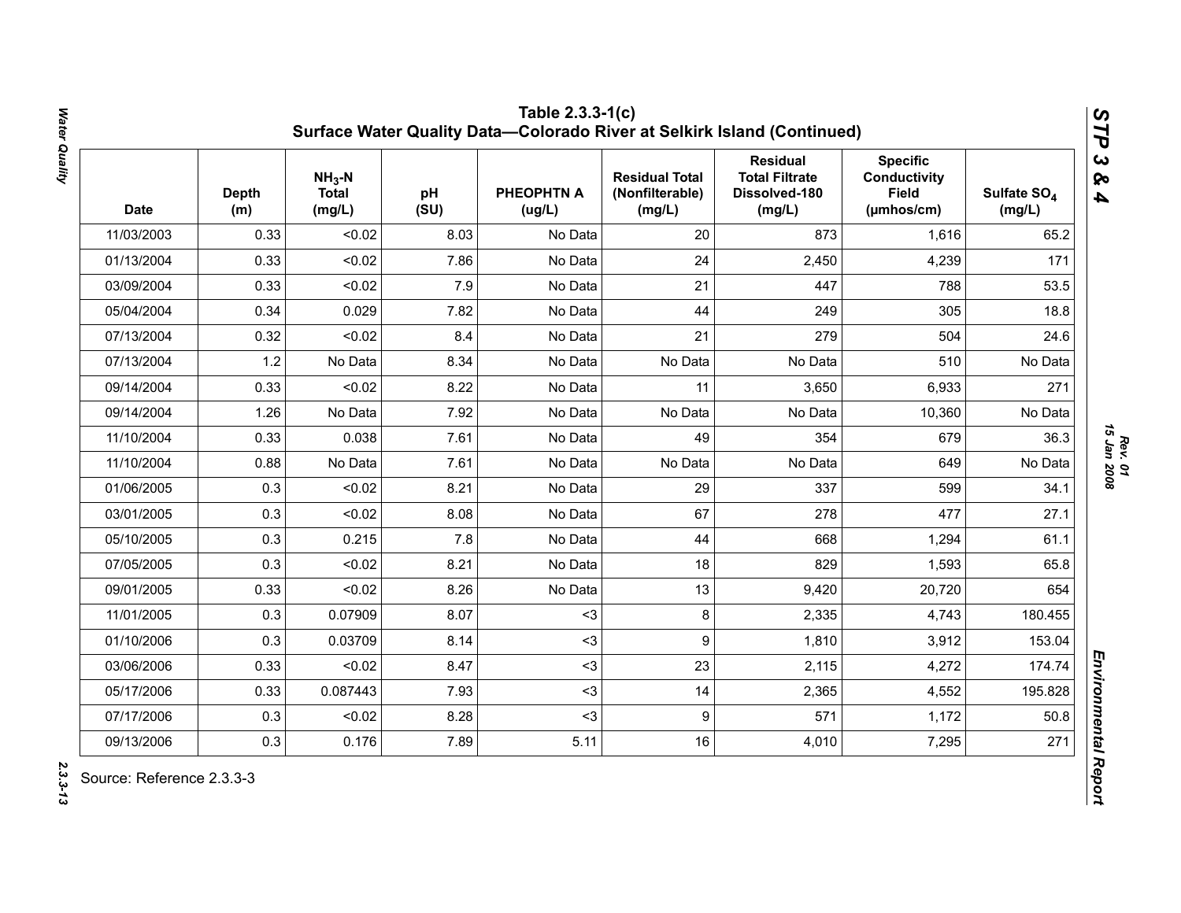# Table 2.3.3-1(c)
## Surface Water Quality Data—Colorado River at Selkirk Island (Continued)

| Date | Depth (m) | $NH_3$-N Total (mg/L) | pH (SU) | PHEOPHTN A (ug/L) | Residual Total (Nonfilterable) (mg/L) | Residual Total Filtrate Dissolved-180 (mg/L) | Specific Conductivity Field (µmhos/cm) | Sulfate $SO_4$ (mg/L) |
|---|---|---|---|---|---|---|---|---|
| 11/03/2003 | 0.33 | <0.02 | 8.03 | No Data | 20 | 873 | 1,616 | 65.2 |
| 01/13/2004 | 0.33 | <0.02 | 7.86 | No Data | 24 | 2,450 | 4,239 | 171 |
| 03/09/2004 | 0.33 | <0.02 | 7.9 | No Data | 21 | 447 | 788 | 53.5 |
| 05/04/2004 | 0.34 | 0.029 | 7.82 | No Data | 44 | 249 | 305 | 18.8 |
| 07/13/2004 | 0.32 | <0.02 | 8.4 | No Data | 21 | 279 | 504 | 24.6 |
| 07/13/2004 | 1.2 | No Data | 8.34 | No Data | No Data | No Data | 510 | No Data |
| 09/14/2004 | 0.33 | <0.02 | 8.22 | No Data | 11 | 3,650 | 6,933 | 271 |
| 09/14/2004 | 1.26 | No Data | 7.92 | No Data | No Data | No Data | 10,360 | No Data |
| 11/10/2004 | 0.33 | 0.038 | 7.61 | No Data | 49 | 354 | 679 | 36.3 |
| 11/10/2004 | 0.88 | No Data | 7.61 | No Data | No Data | No Data | 649 | No Data |
| 01/06/2005 | 0.3 | <0.02 | 8.21 | No Data | 29 | 337 | 599 | 34.1 |
| 03/01/2005 | 0.3 | <0.02 | 8.08 | No Data | 67 | 278 | 477 | 27.1 |
| 05/10/2005 | 0.3 | 0.215 | 7.8 | No Data | 44 | 668 | 1,294 | 61.1 |
| 07/05/2005 | 0.3 | <0.02 | 8.21 | No Data | 18 | 829 | 1,593 | 65.8 |
| 09/01/2005 | 0.33 | <0.02 | 8.26 | No Data | 13 | 9,420 | 20,720 | 654 |
| 11/01/2005 | 0.3 | 0.07909 | 8.07 | <3 | 8 | 2,335 | 4,743 | 180.455 |
| 01/10/2006 | 0.3 | 0.03709 | 8.14 | <3 | 9 | 1,810 | 3,912 | 153.04 |
| 03/06/2006 | 0.33 | <0.02 | 8.47 | <3 | 23 | 2,115 | 4,272 | 174.74 |
| 05/17/2006 | 0.33 | 0.087443 | 7.93 | <3 | 14 | 2,365 | 4,552 | 195.828 |
| 07/17/2006 | 0.3 | <0.02 | 8.28 | <3 | 9 | 571 | 1,172 | 50.8 |
| 09/13/2006 | 0.3 | 0.176 | 7.89 | 5.11 | 16 | 4,010 | 7,295 | 271 |

Source: Reference 2.3.3-3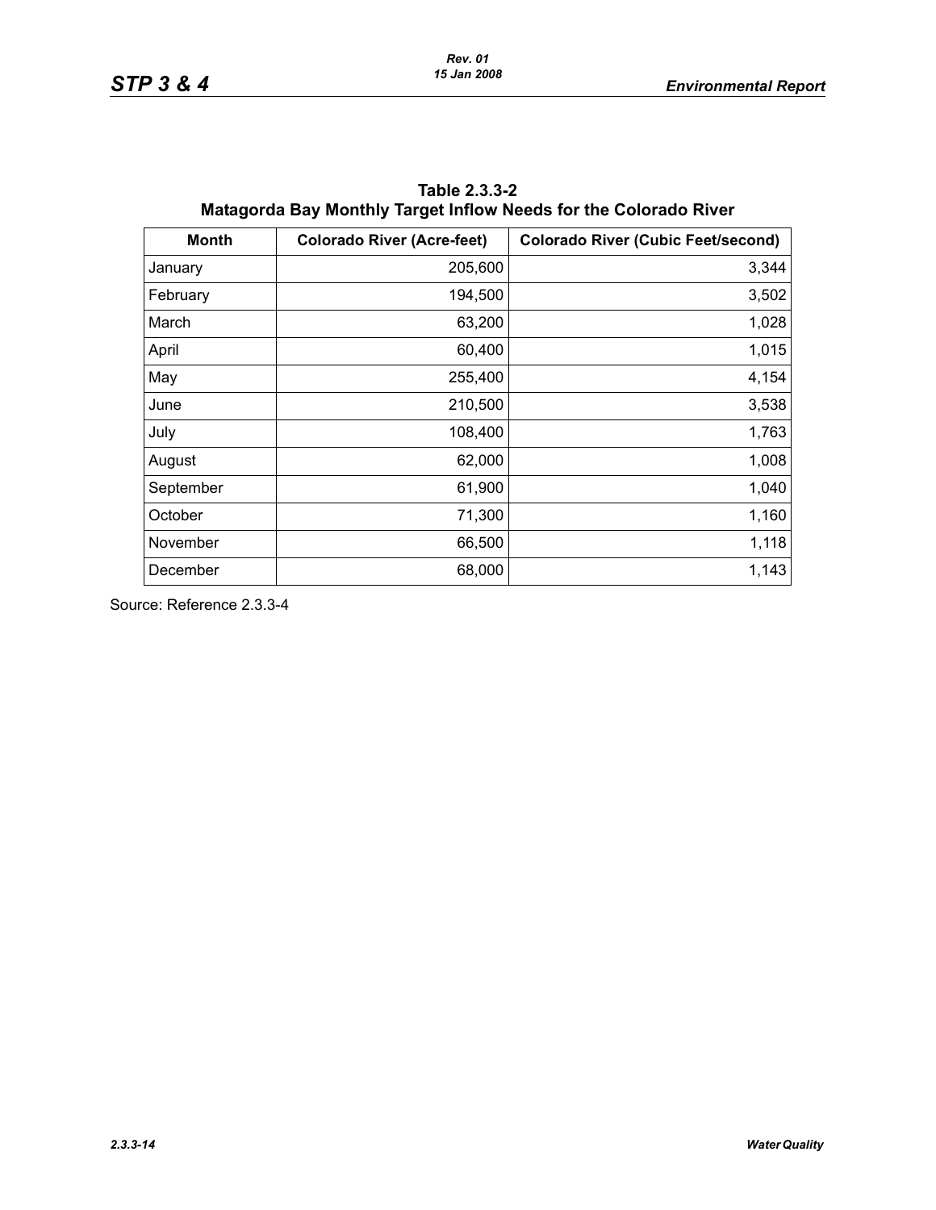**Table 2.3.3-2**
**Matagorda Bay Monthly Target Inflow Needs for the Colorado River**

| Month | Colorado River (Acre-feet) | Colorado River (Cubic Feet/second) |
|---|---:|---:|
| January | 205,600 | 3,344 |
| February | 194,500 | 3,502 |
| March | 63,200 | 1,028 |
| April | 60,400 | 1,015 |
| May | 255,400 | 4,154 |
| June | 210,500 | 3,538 |
| July | 108,400 | 1,763 |
| August | 62,000 | 1,008 |
| September | 61,900 | 1,040 |
| October | 71,300 | 1,160 |
| November | 66,500 | 1,118 |
| December | 68,000 | 1,143 |

Source: Reference 2.3.3-4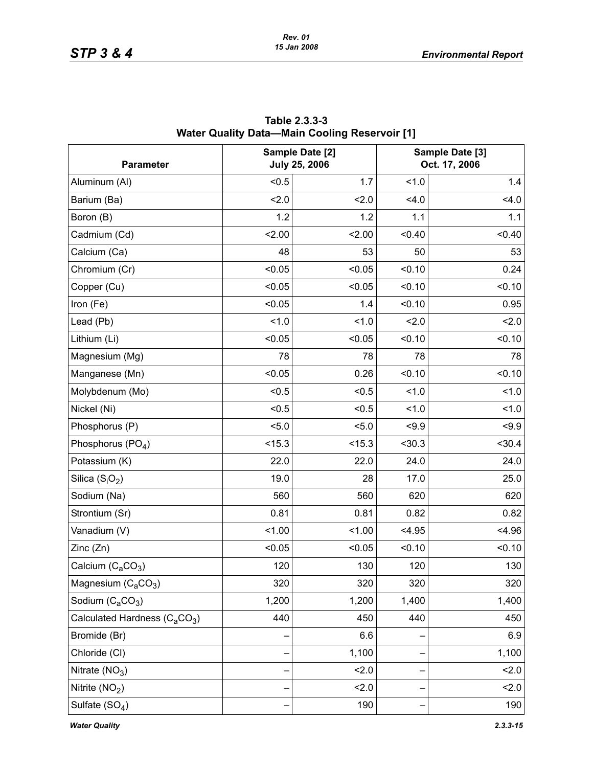**Table 2.3.3-3**
**Water Quality Data—Main Cooling Reservoir [1]**

| Parameter | Sample Date [2] July 25, 2006 | | Sample Date [3] Oct. 17, 2006 | |
|---|---|---|---|---|
| Aluminum (Al) | <0.5 | 1.7 | <1.0 | 1.4 |
| Barium (Ba) | <2.0 | <2.0 | <4.0 | <4.0 |
| Boron (B) | 1.2 | 1.2 | 1.1 | 1.1 |
| Cadmium (Cd) | <2.00 | <2.00 | <0.40 | <0.40 |
| Calcium (Ca) | 48 | 53 | 50 | 53 |
| Chromium (Cr) | <0.05 | <0.05 | <0.10 | 0.24 |
| Copper (Cu) | <0.05 | <0.05 | <0.10 | <0.10 |
| Iron (Fe) | <0.05 | 1.4 | <0.10 | 0.95 |
| Lead (Pb) | <1.0 | <1.0 | <2.0 | <2.0 |
| Lithium (Li) | <0.05 | <0.05 | <0.10 | <0.10 |
| Magnesium (Mg) | 78 | 78 | 78 | 78 |
| Manganese (Mn) | <0.05 | 0.26 | <0.10 | <0.10 |
| Molybdenum (Mo) | <0.5 | <0.5 | <1.0 | <1.0 |
| Nickel (Ni) | <0.5 | <0.5 | <1.0 | <1.0 |
| Phosphorus (P) | <5.0 | <5.0 | <9.9 | <9.9 |
| Phosphorus ($PO_4$) | <15.3 | <15.3 | <30.3 | <30.4 |
| Potassium (K) | 22.0 | 22.0 | 24.0 | 24.0 |
| Silica ($S_iO_2$) | 19.0 | 28 | 17.0 | 25.0 |
| Sodium (Na) | 560 | 560 | 620 | 620 |
| Strontium (Sr) | 0.81 | 0.81 | 0.82 | 0.82 |
| Vanadium (V) | <1.00 | <1.00 | <4.95 | <4.96 |
| Zinc (Zn) | <0.05 | <0.05 | <0.10 | <0.10 |
| Calcium ($C_aCO_3$) | 120 | 130 | 120 | 130 |
| Magnesium ($C_aCO_3$) | 320 | 320 | 320 | 320 |
| Sodium ($C_aCO_3$) | 1,200 | 1,200 | 1,400 | 1,400 |
| Calculated Hardness ($C_aCO_3$) | 440 | 450 | 440 | 450 |
| Bromide (Br) | – | 6.6 | – | 6.9 |
| Chloride (Cl) | – | 1,100 | – | 1,100 |
| Nitrate ($NO_3$) | – | <2.0 | – | <2.0 |
| Nitrite ($NO_2$) | – | <2.0 | – | <2.0 |
| Sulfate ($SO_4$) | – | 190 | – | 190 |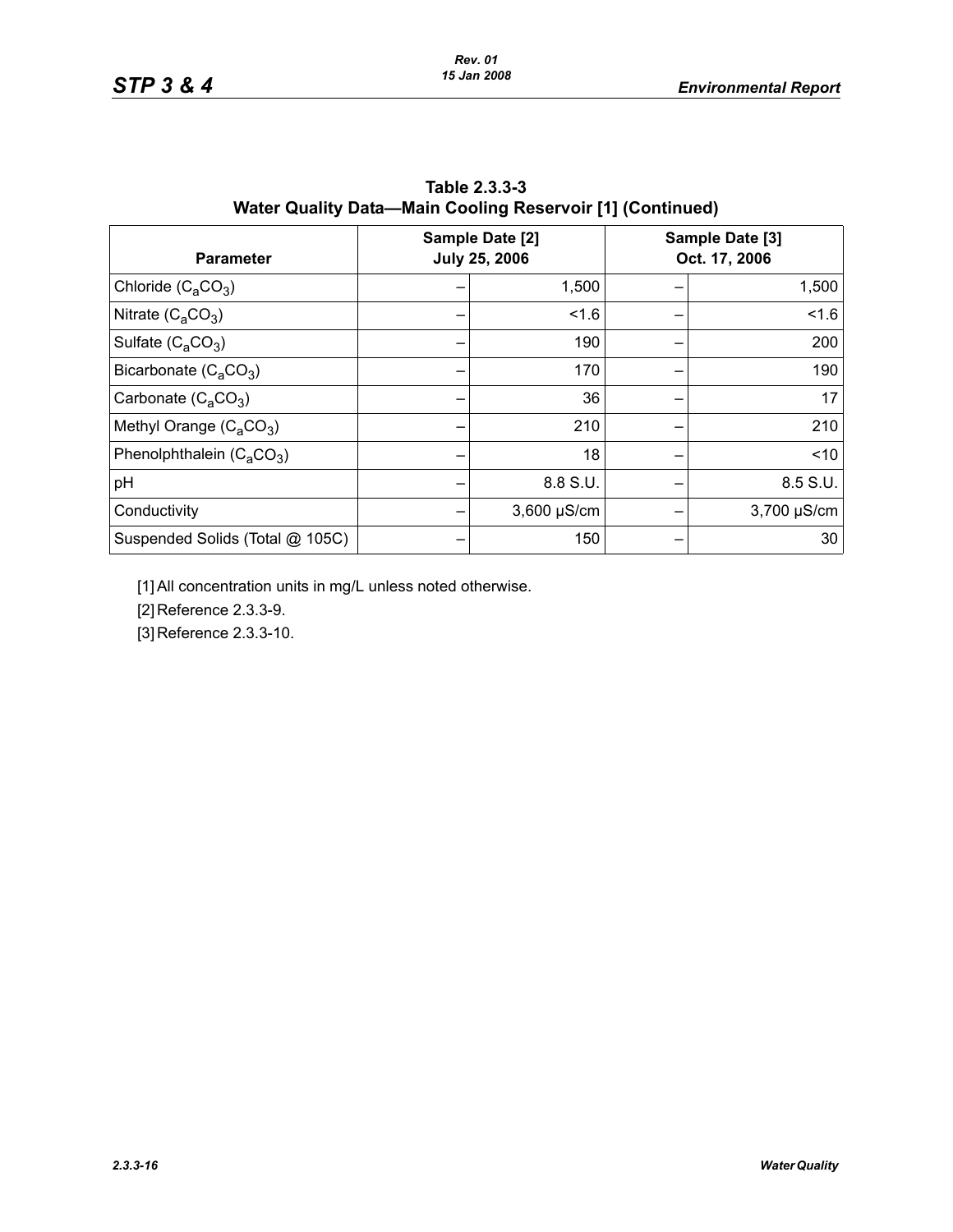**Table 2.3.3-3**
**Water Quality Data—Main Cooling Reservoir [1] (Continued)**

| Parameter | Sample Date [2] July 25, 2006 | | Sample Date [3] Oct. 17, 2006 | |
|---|---|---|---|---|
| Chloride ($C_aCO_3$) | – | 1,500 | – | 1,500 |
| Nitrate ($C_aCO_3$) | – | <1.6 | – | <1.6 |
| Sulfate ($C_aCO_3$) | – | 190 | – | 200 |
| Bicarbonate ($C_aCO_3$) | – | 170 | – | 190 |
| Carbonate ($C_aCO_3$) | – | 36 | – | 17 |
| Methyl Orange ($C_aCO_3$) | – | 210 | – | 210 |
| Phenolphthalein ($C_aCO_3$) | – | 18 | – | <10 |
| pH | – | 8.8 S.U. | – | 8.5 S.U. |
| Conductivity | – | 3,600 µS/cm | – | 3,700 µS/cm |
| Suspended Solids (Total @ 105C) | – | 150 | – | 30 |

[1] All concentration units in mg/L unless noted otherwise.

[2] Reference 2.3.3-9.

[3] Reference 2.3.3-10.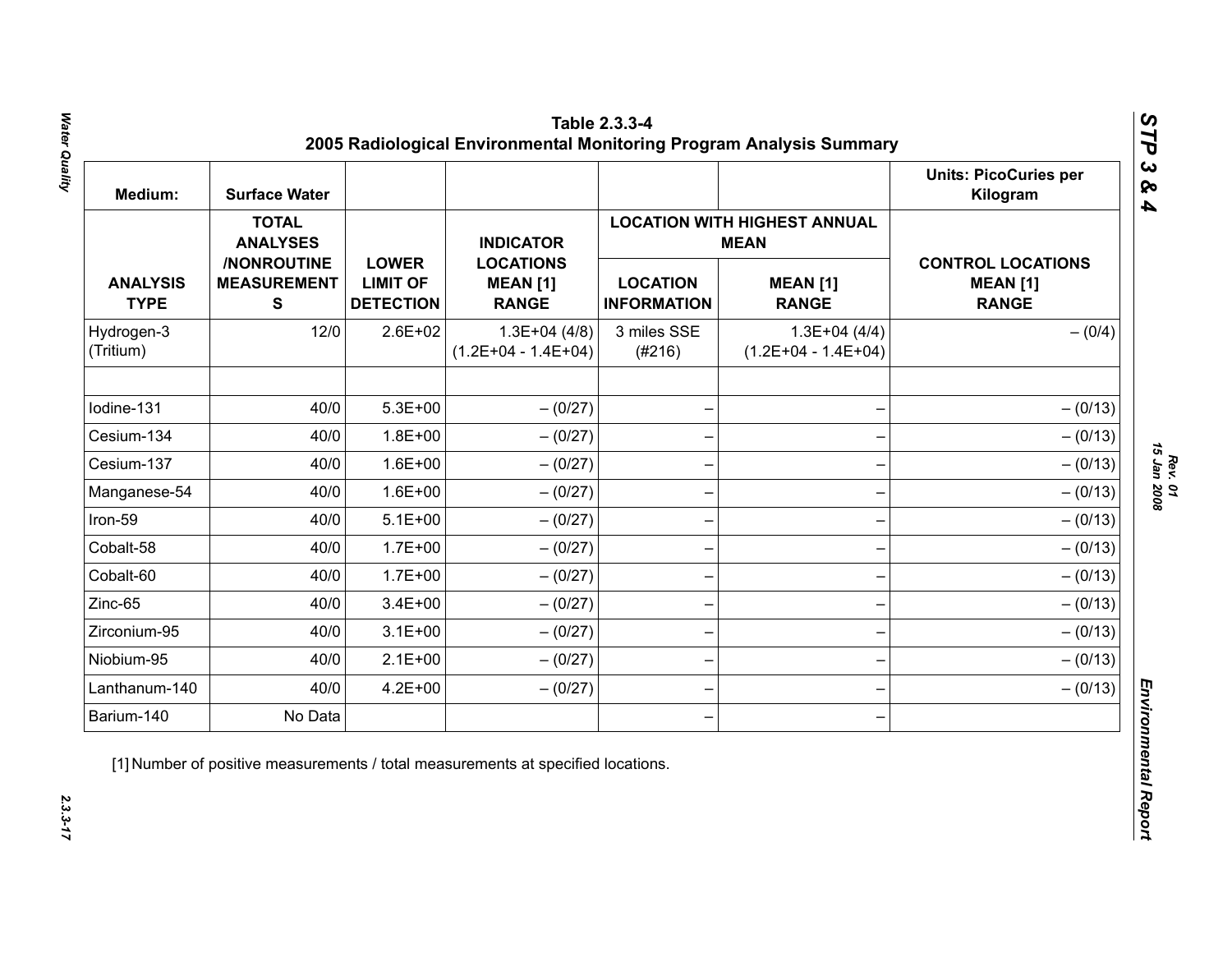**Table 2.3.3-4**
**2005 Radiological Environmental Monitoring Program Analysis Summary**

| Medium: | Surface Water | | | | | Units: PicoCuries per Kilogram |
|---|---|---|---|---|---|---|
| | | | | LOCATION WITH HIGHEST ANNUAL MEAN | | |
| ANALYSIS TYPE | TOTAL ANALYSES /NONROUTINE MEASUREMENTS | LOWER LIMIT OF DETECTION | INDICATOR LOCATIONS MEAN [1] RANGE | LOCATION INFORMATION | MEAN [1] RANGE | CONTROL LOCATIONS MEAN [1] RANGE |
| Hydrogen-3 (Tritium) | 12/0 | 2.6E+02 | 1.3E+04 (4/8) (1.2E+04 - 1.4E+04) | 3 miles SSE (#216) | 1.3E+04 (4/4) (1.2E+04 - 1.4E+04) | – (0/4) |
| | | | | | | |
| Iodine-131 | 40/0 | 5.3E+00 | – (0/27) | – | – | – (0/13) |
| Cesium-134 | 40/0 | 1.8E+00 | – (0/27) | – | – | – (0/13) |
| Cesium-137 | 40/0 | 1.6E+00 | – (0/27) | – | – | – (0/13) |
| Manganese-54 | 40/0 | 1.6E+00 | – (0/27) | – | – | – (0/13) |
| Iron-59 | 40/0 | 5.1E+00 | – (0/27) | – | – | – (0/13) |
| Cobalt-58 | 40/0 | 1.7E+00 | – (0/27) | – | – | – (0/13) |
| Cobalt-60 | 40/0 | 1.7E+00 | – (0/27) | – | – | – (0/13) |
| Zinc-65 | 40/0 | 3.4E+00 | – (0/27) | – | – | – (0/13) |
| Zirconium-95 | 40/0 | 3.1E+00 | – (0/27) | – | – | – (0/13) |
| Niobium-95 | 40/0 | 2.1E+00 | – (0/27) | – | – | – (0/13) |
| Lanthanum-140 | 40/0 | 4.2E+00 | – (0/27) | – | – | – (0/13) |
| Barium-140 | No Data | | | – | – | |

[1] Number of positive measurements / total measurements at specified locations.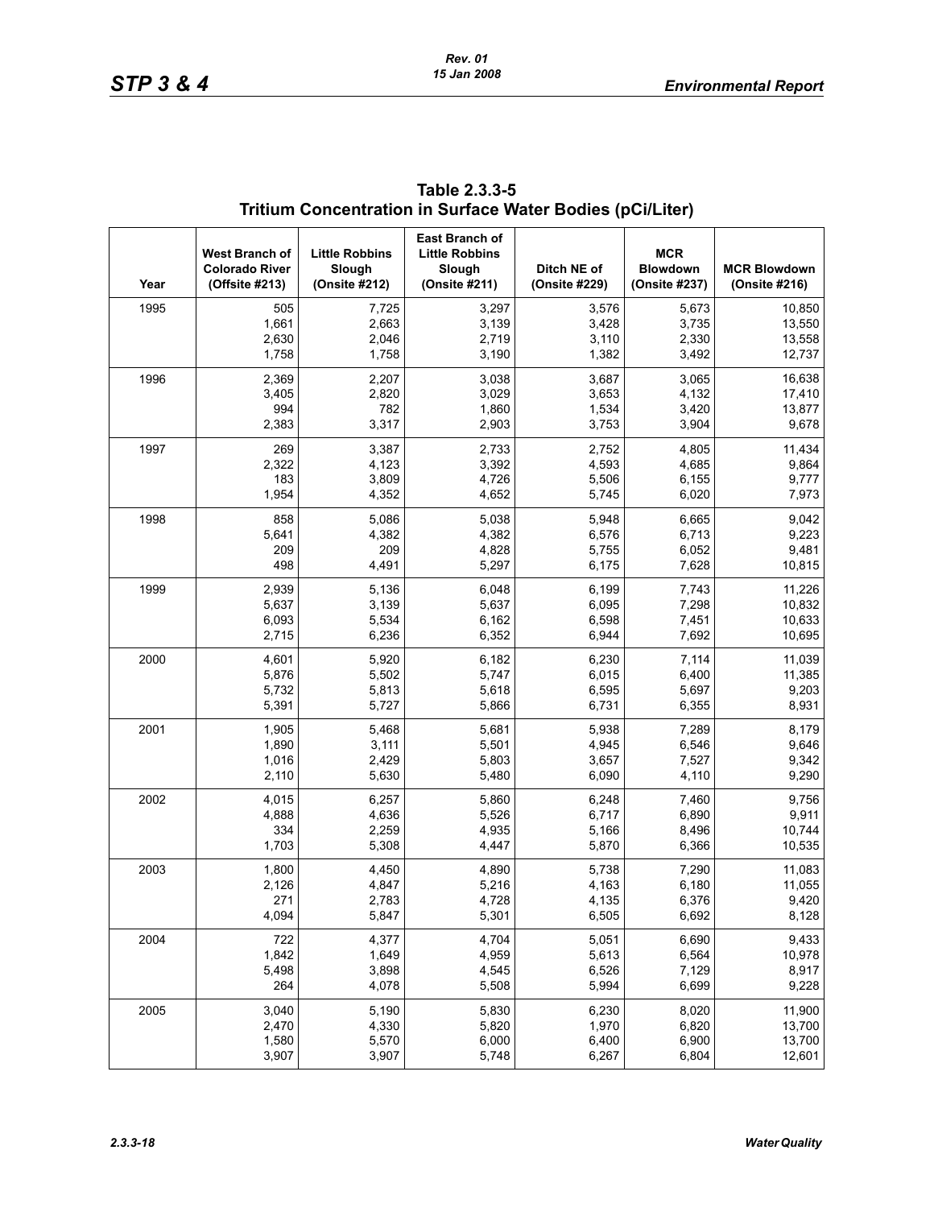**Table 2.3.3-5**
**Tritium Concentration in Surface Water Bodies (pCi/Liter)**

| Year | West Branch of Colorado River (Offsite #213) | Little Robbins Slough (Onsite #212) | East Branch of Little Robbins Slough (Onsite #211) | Ditch NE of (Onsite #229) | MCR Blowdown (Onsite #237) | MCR Blowdown (Onsite #216) |
|---|---|---|---|---|---|---|
| 1995 | 505 | 7,725 | 3,297 | 3,576 | 5,673 | 10,850 |
| | 1,661 | 2,663 | 3,139 | 3,428 | 3,735 | 13,550 |
| | 2,630 | 2,046 | 2,719 | 3,110 | 2,330 | 13,558 |
| | 1,758 | 1,758 | 3,190 | 1,382 | 3,492 | 12,737 |
| 1996 | 2,369 | 2,207 | 3,038 | 3,687 | 3,065 | 16,638 |
| | 3,405 | 2,820 | 3,029 | 3,653 | 4,132 | 17,410 |
| | 994 | 782 | 1,860 | 1,534 | 3,420 | 13,877 |
| | 2,383 | 3,317 | 2,903 | 3,753 | 3,904 | 9,678 |
| 1997 | 269 | 3,387 | 2,733 | 2,752 | 4,805 | 11,434 |
| | 2,322 | 4,123 | 3,392 | 4,593 | 4,685 | 9,864 |
| | 183 | 3,809 | 4,726 | 5,506 | 6,155 | 9,777 |
| | 1,954 | 4,352 | 4,652 | 5,745 | 6,020 | 7,973 |
| 1998 | 858 | 5,086 | 5,038 | 5,948 | 6,665 | 9,042 |
| | 5,641 | 4,382 | 4,382 | 6,576 | 6,713 | 9,223 |
| | 209 | 209 | 4,828 | 5,755 | 6,052 | 9,481 |
| | 498 | 4,491 | 5,297 | 6,175 | 7,628 | 10,815 |
| 1999 | 2,939 | 5,136 | 6,048 | 6,199 | 7,743 | 11,226 |
| | 5,637 | 3,139 | 5,637 | 6,095 | 7,298 | 10,832 |
| | 6,093 | 5,534 | 6,162 | 6,598 | 7,451 | 10,633 |
| | 2,715 | 6,236 | 6,352 | 6,944 | 7,692 | 10,695 |
| 2000 | 4,601 | 5,920 | 6,182 | 6,230 | 7,114 | 11,039 |
| | 5,876 | 5,502 | 5,747 | 6,015 | 6,400 | 11,385 |
| | 5,732 | 5,813 | 5,618 | 6,595 | 5,697 | 9,203 |
| | 5,391 | 5,727 | 5,866 | 6,731 | 6,355 | 8,931 |
| 2001 | 1,905 | 5,468 | 5,681 | 5,938 | 7,289 | 8,179 |
| | 1,890 | 3,111 | 5,501 | 4,945 | 6,546 | 9,646 |
| | 1,016 | 2,429 | 5,803 | 3,657 | 7,527 | 9,342 |
| | 2,110 | 5,630 | 5,480 | 6,090 | 4,110 | 9,290 |
| 2002 | 4,015 | 6,257 | 5,860 | 6,248 | 7,460 | 9,756 |
| | 4,888 | 4,636 | 5,526 | 6,717 | 6,890 | 9,911 |
| | 334 | 2,259 | 4,935 | 5,166 | 8,496 | 10,744 |
| | 1,703 | 5,308 | 4,447 | 5,870 | 6,366 | 10,535 |
| 2003 | 1,800 | 4,450 | 4,890 | 5,738 | 7,290 | 11,083 |
| | 2,126 | 4,847 | 5,216 | 4,163 | 6,180 | 11,055 |
| | 271 | 2,783 | 4,728 | 4,135 | 6,376 | 9,420 |
| | 4,094 | 5,847 | 5,301 | 6,505 | 6,692 | 8,128 |
| 2004 | 722 | 4,377 | 4,704 | 5,051 | 6,690 | 9,433 |
| | 1,842 | 1,649 | 4,959 | 5,613 | 6,564 | 10,978 |
| | 5,498 | 3,898 | 4,545 | 6,526 | 7,129 | 8,917 |
| | 264 | 4,078 | 5,508 | 5,994 | 6,699 | 9,228 |
| 2005 | 3,040 | 5,190 | 5,830 | 6,230 | 8,020 | 11,900 |
| | 2,470 | 4,330 | 5,820 | 1,970 | 6,820 | 13,700 |
| | 1,580 | 5,570 | 6,000 | 6,400 | 6,900 | 13,700 |
| | 3,907 | 3,907 | 5,748 | 6,267 | 6,804 | 12,601 |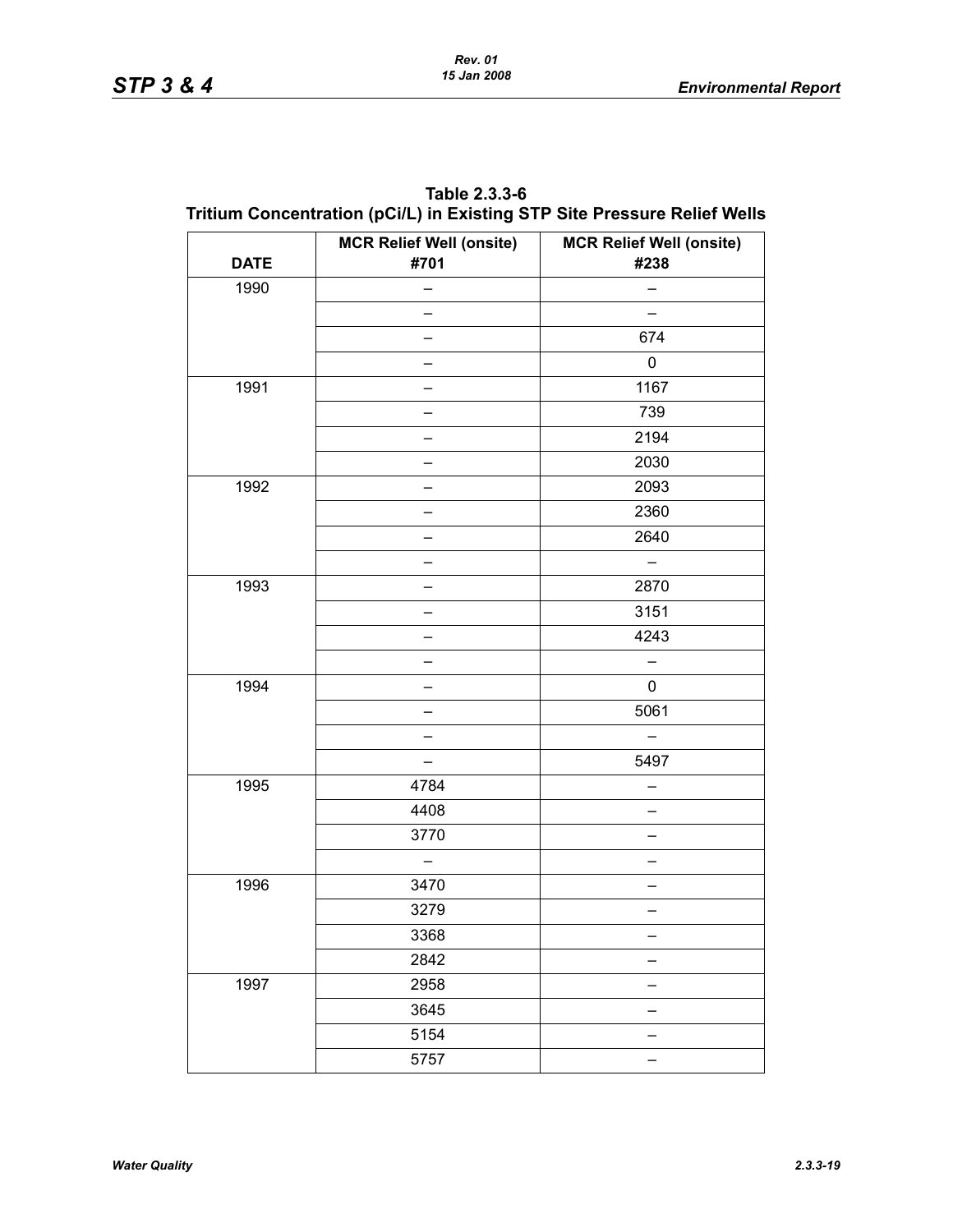**Table 2.3.3-6**
**Tritium Concentration (pCi/L) in Existing STP Site Pressure Relief Wells**

| DATE | MCR Relief Well (onsite) #701 | MCR Relief Well (onsite) #238 |
|---|---|---|
| 1990 | – | – |
| | – | – |
| | – | 674 |
| | – | 0 |
| 1991 | – | 1167 |
| | – | 739 |
| | – | 2194 |
| | – | 2030 |
| 1992 | – | 2093 |
| | – | 2360 |
| | – | 2640 |
| | – | – |
| 1993 | – | 2870 |
| | – | 3151 |
| | – | 4243 |
| | – | – |
| 1994 | – | 0 |
| | – | 5061 |
| | – | – |
| | – | 5497 |
| 1995 | 4784 | – |
| | 4408 | – |
| | 3770 | – |
| | – | – |
| 1996 | 3470 | – |
| | 3279 | – |
| | 3368 | – |
| | 2842 | – |
| 1997 | 2958 | – |
| | 3645 | – |
| | 5154 | – |
| | 5757 | – |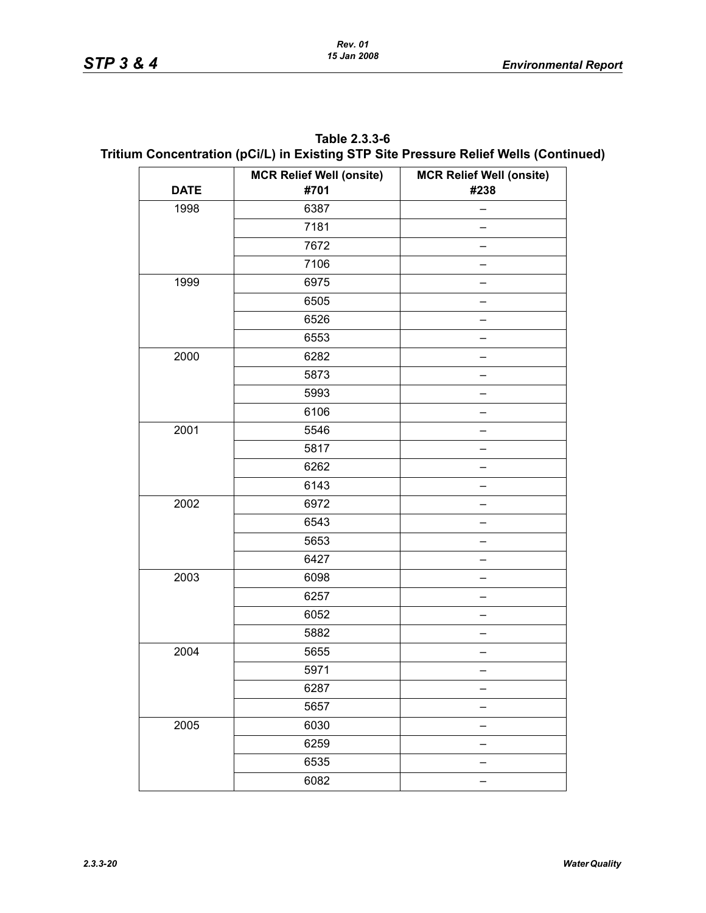**Table 2.3.3-6**
**Tritium Concentration (pCi/L) in Existing STP Site Pressure Relief Wells (Continued)**

| DATE | MCR Relief Well (onsite) #701 | MCR Relief Well (onsite) #238 |
|---|---|---|
| 1998 | 6387 | – |
| | 7181 | – |
| | 7672 | – |
| | 7106 | – |
| 1999 | 6975 | – |
| | 6505 | – |
| | 6526 | – |
| | 6553 | – |
| 2000 | 6282 | – |
| | 5873 | – |
| | 5993 | – |
| | 6106 | – |
| 2001 | 5546 | – |
| | 5817 | – |
| | 6262 | – |
| | 6143 | – |
| 2002 | 6972 | – |
| | 6543 | – |
| | 5653 | – |
| | 6427 | – |
| 2003 | 6098 | – |
| | 6257 | – |
| | 6052 | – |
| | 5882 | – |
| 2004 | 5655 | – |
| | 5971 | – |
| | 6287 | – |
| | 5657 | – |
| 2005 | 6030 | – |
| | 6259 | – |
| | 6535 | – |
| | 6082 | – |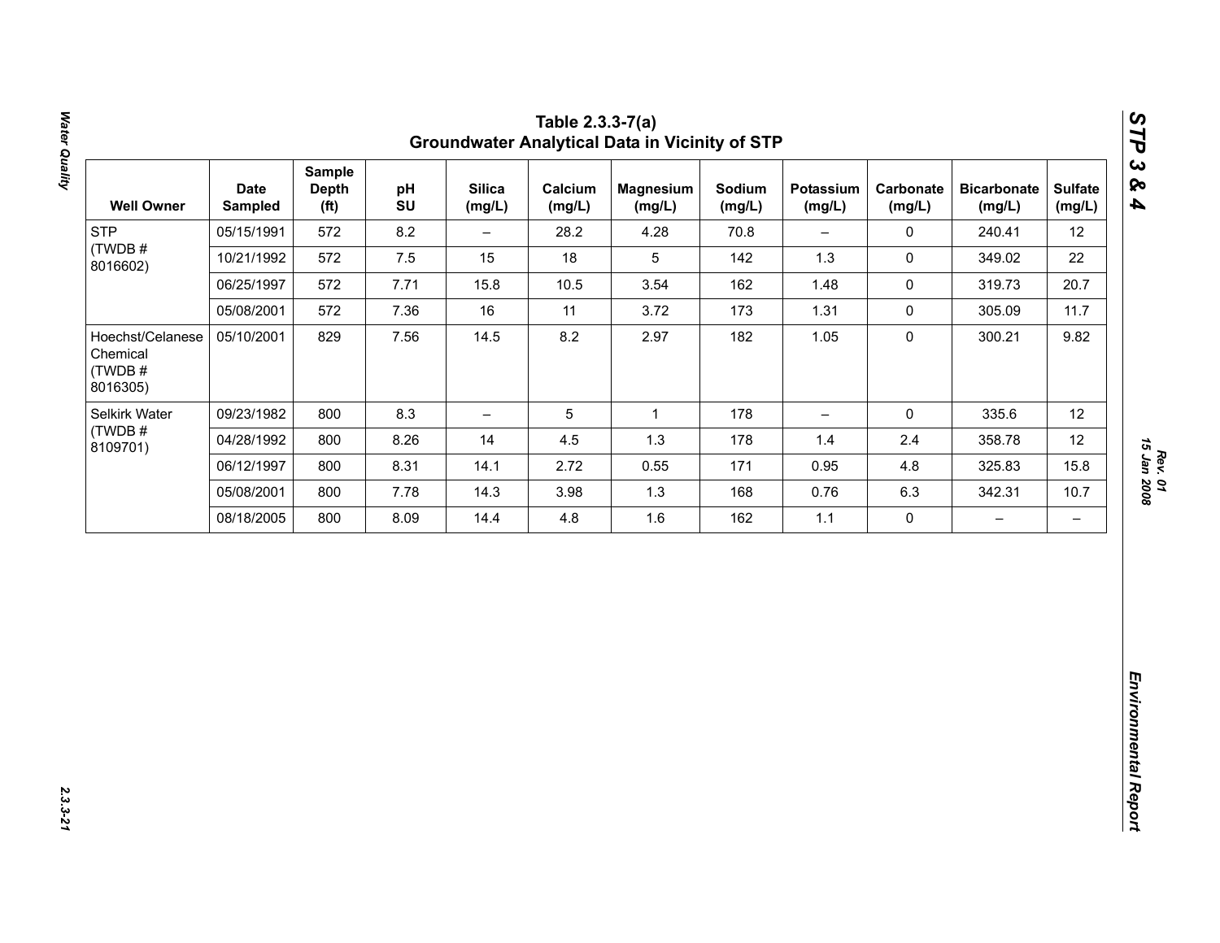# Table 2.3.3-7(a)
## Groundwater Analytical Data in Vicinity of STP

| Well Owner | Date Sampled | Sample Depth (ft) | pH SU | Silica (mg/L) | Calcium (mg/L) | Magnesium (mg/L) | Sodium (mg/L) | Potassium (mg/L) | Carbonate (mg/L) | Bicarbonate (mg/L) | Sulfate (mg/L) |
|---|---|---|---|---|---|---|---|---|---|---|---|
| STP (TWDB # 8016602) | 05/15/1991 | 572 | 8.2 | – | 28.2 | 4.28 | 70.8 | – | 0 | 240.41 | 12 |
| | 10/21/1992 | 572 | 7.5 | 15 | 18 | 5 | 142 | 1.3 | 0 | 349.02 | 22 |
| | 06/25/1997 | 572 | 7.71 | 15.8 | 10.5 | 3.54 | 162 | 1.48 | 0 | 319.73 | 20.7 |
| | 05/08/2001 | 572 | 7.36 | 16 | 11 | 3.72 | 173 | 1.31 | 0 | 305.09 | 11.7 |
| Hoechst/Celanese Chemical (TWDB # 8016305) | 05/10/2001 | 829 | 7.56 | 14.5 | 8.2 | 2.97 | 182 | 1.05 | 0 | 300.21 | 9.82 |
| Selkirk Water (TWDB # 8109701) | 09/23/1982 | 800 | 8.3 | – | 5 | 1 | 178 | – | 0 | 335.6 | 12 |
| | 04/28/1992 | 800 | 8.26 | 14 | 4.5 | 1.3 | 178 | 1.4 | 2.4 | 358.78 | 12 |
| | 06/12/1997 | 800 | 8.31 | 14.1 | 2.72 | 0.55 | 171 | 0.95 | 4.8 | 325.83 | 15.8 |
| | 05/08/2001 | 800 | 7.78 | 14.3 | 3.98 | 1.3 | 168 | 0.76 | 6.3 | 342.31 | 10.7 |
| | 08/18/2005 | 800 | 8.09 | 14.4 | 4.8 | 1.6 | 162 | 1.1 | 0 | – | – |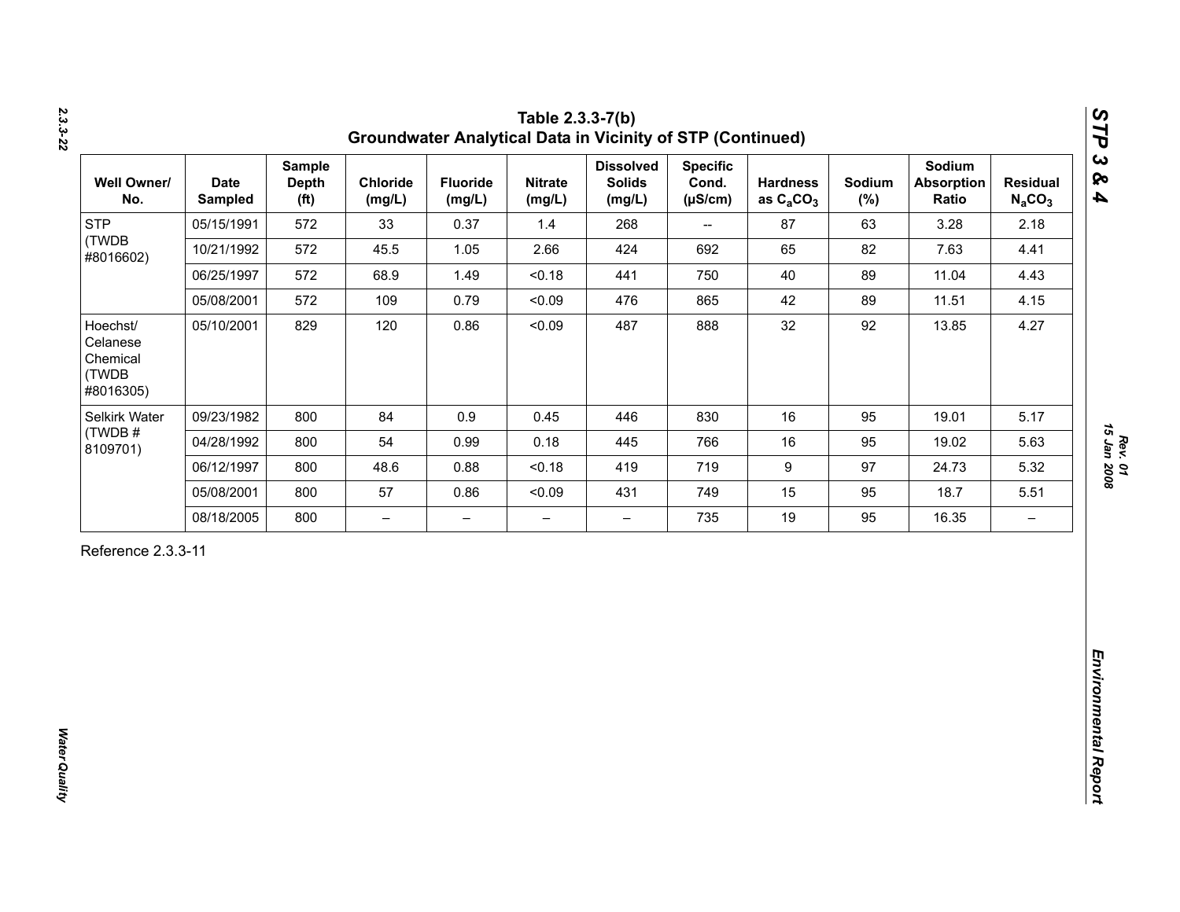## Table 2.3.3-7(b)
## Groundwater Analytical Data in Vicinity of STP (Continued)

| Well Owner/ No. | Date Sampled | Sample Depth (ft) | Chloride (mg/L) | Fluoride (mg/L) | Nitrate (mg/L) | Dissolved Solids (mg/L) | Specific Cond. (µS/cm) | Hardness as $C_aCO_3$ | Sodium (%) | Sodium Absorption Ratio | Residual $N_aCO_3$ |
|---|---|---|---|---|---|---|---|---|---|---|---|
| STP (TWDB #8016602) | 05/15/1991 | 572 | 33 | 0.37 | 1.4 | 268 | -- | 87 | 63 | 3.28 | 2.18 |
| | 10/21/1992 | 572 | 45.5 | 1.05 | 2.66 | 424 | 692 | 65 | 82 | 7.63 | 4.41 |
| | 06/25/1997 | 572 | 68.9 | 1.49 | <0.18 | 441 | 750 | 40 | 89 | 11.04 | 4.43 |
| | 05/08/2001 | 572 | 109 | 0.79 | <0.09 | 476 | 865 | 42 | 89 | 11.51 | 4.15 |
| Hoechst/ Celanese Chemical (TWDB #8016305) | 05/10/2001 | 829 | 120 | 0.86 | <0.09 | 487 | 888 | 32 | 92 | 13.85 | 4.27 |
| Selkirk Water (TWDB # 8109701) | 09/23/1982 | 800 | 84 | 0.9 | 0.45 | 446 | 830 | 16 | 95 | 19.01 | 5.17 |
| | 04/28/1992 | 800 | 54 | 0.99 | 0.18 | 445 | 766 | 16 | 95 | 19.02 | 5.63 |
| | 06/12/1997 | 800 | 48.6 | 0.88 | <0.18 | 419 | 719 | 9 | 97 | 24.73 | 5.32 |
| | 05/08/2001 | 800 | 57 | 0.86 | <0.09 | 431 | 749 | 15 | 95 | 18.7 | 5.51 |
| | 08/18/2005 | 800 | – | – | – | – | 735 | 19 | 95 | 16.35 | – |

Reference 2.3.3-11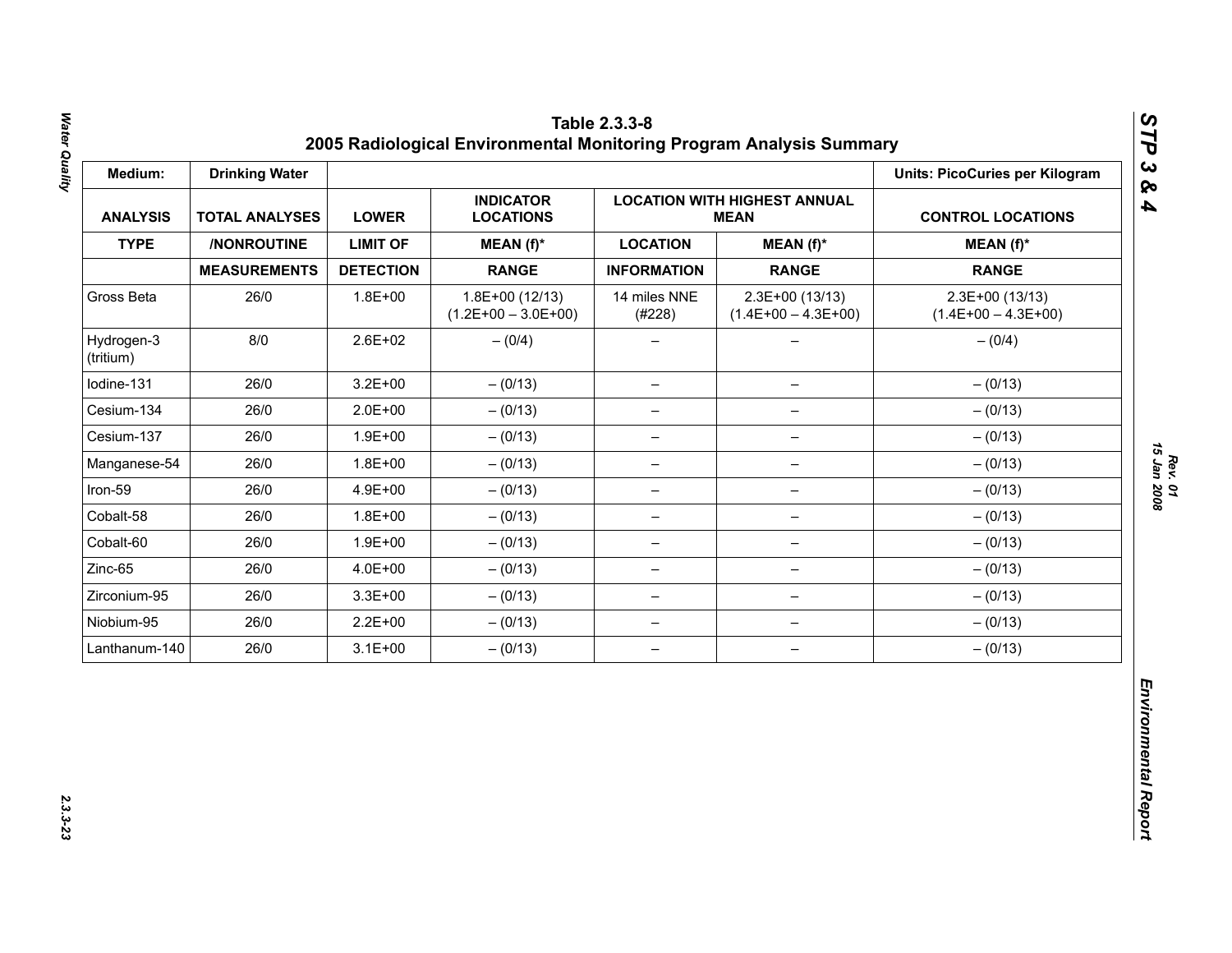# Table 2.3.3-8
## 2005 Radiological Environmental Monitoring Program Analysis Summary

| Medium: | Drinking Water | | | | | Units: PicoCuries per Kilogram |
|---|---|---|---|---|---|---|
| ANALYSIS | TOTAL ANALYSES | LOWER | INDICATOR LOCATIONS | LOCATION WITH HIGHEST ANNUAL MEAN | | CONTROL LOCATIONS |
| TYPE | /NONROUTINE | LIMIT OF | MEAN (f)* | LOCATION | MEAN (f)* | MEAN (f)* |
| | MEASUREMENTS | DETECTION | RANGE | INFORMATION | RANGE | RANGE |
| Gross Beta | 26/0 | 1.8E+00 | 1.8E+00 (12/13) (1.2E+00 – 3.0E+00) | 14 miles NNE (#228) | 2.3E+00 (13/13) (1.4E+00 – 4.3E+00) | 2.3E+00 (13/13) (1.4E+00 – 4.3E+00) |
| Hydrogen-3 (tritium) | 8/0 | 2.6E+02 | – (0/4) | – | – | – (0/4) |
| Iodine-131 | 26/0 | 3.2E+00 | – (0/13) | – | – | – (0/13) |
| Cesium-134 | 26/0 | 2.0E+00 | – (0/13) | – | – | – (0/13) |
| Cesium-137 | 26/0 | 1.9E+00 | – (0/13) | – | – | – (0/13) |
| Manganese-54 | 26/0 | 1.8E+00 | – (0/13) | – | – | – (0/13) |
| Iron-59 | 26/0 | 4.9E+00 | – (0/13) | – | – | – (0/13) |
| Cobalt-58 | 26/0 | 1.8E+00 | – (0/13) | – | – | – (0/13) |
| Cobalt-60 | 26/0 | 1.9E+00 | – (0/13) | – | – | – (0/13) |
| Zinc-65 | 26/0 | 4.0E+00 | – (0/13) | – | – | – (0/13) |
| Zirconium-95 | 26/0 | 3.3E+00 | – (0/13) | – | – | – (0/13) |
| Niobium-95 | 26/0 | 2.2E+00 | – (0/13) | – | – | – (0/13) |
| Lanthanum-140 | 26/0 | 3.1E+00 | – (0/13) | – | – | – (0/13) |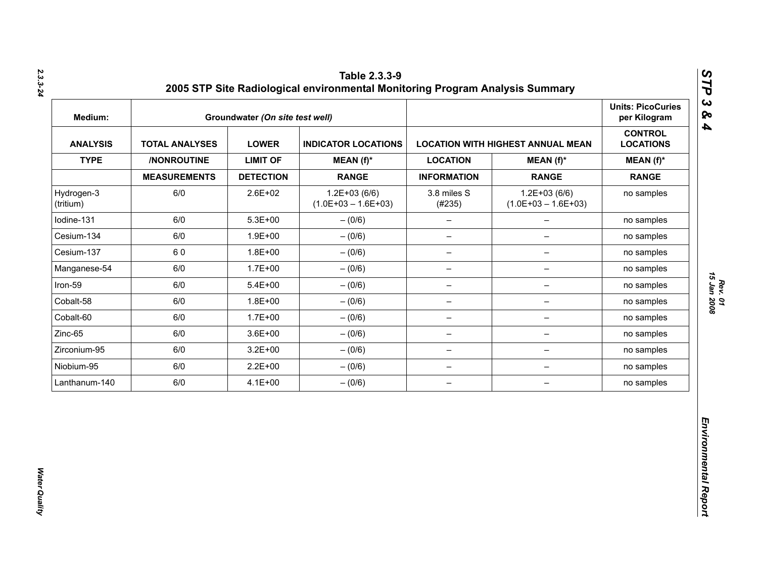## Table 2.3.3-9
## 2005 STP Site Radiological environmental Monitoring Program Analysis Summary

| Medium: | Groundwater *(On site test well)* | | | | | Units: PicoCuries per Kilogram |
|---|---|---|---|---|---|---|
| **ANALYSIS** | **TOTAL ANALYSES** | **LOWER** | **INDICATOR LOCATIONS** | **LOCATION WITH HIGHEST ANNUAL MEAN** | | **CONTROL LOCATIONS** |
| **TYPE** | **/NONROUTINE** | **LIMIT OF** | **MEAN (f)*** | **LOCATION** | **MEAN (f)*** | **MEAN (f)*** |
| | **MEASUREMENTS** | **DETECTION** | **RANGE** | **INFORMATION** | **RANGE** | **RANGE** |
| Hydrogen-3 (tritium) | 6/0 | 2.6E+02 | 1.2E+03 (6/6) (1.0E+03 – 1.6E+03) | 3.8 miles S (#235) | 1.2E+03 (6/6) (1.0E+03 – 1.6E+03) | no samples |
| Iodine-131 | 6/0 | 5.3E+00 | – (0/6) | – | – | no samples |
| Cesium-134 | 6/0 | 1.9E+00 | – (0/6) | – | – | no samples |
| Cesium-137 | 6 0 | 1.8E+00 | – (0/6) | – | – | no samples |
| Manganese-54 | 6/0 | 1.7E+00 | – (0/6) | – | – | no samples |
| Iron-59 | 6/0 | 5.4E+00 | – (0/6) | – | – | no samples |
| Cobalt-58 | 6/0 | 1.8E+00 | – (0/6) | – | – | no samples |
| Cobalt-60 | 6/0 | 1.7E+00 | – (0/6) | – | – | no samples |
| Zinc-65 | 6/0 | 3.6E+00 | – (0/6) | – | – | no samples |
| Zirconium-95 | 6/0 | 3.2E+00 | – (0/6) | – | – | no samples |
| Niobium-95 | 6/0 | 2.2E+00 | – (0/6) | – | – | no samples |
| Lanthanum-140 | 6/0 | 4.1E+00 | – (0/6) | – | – | no samples |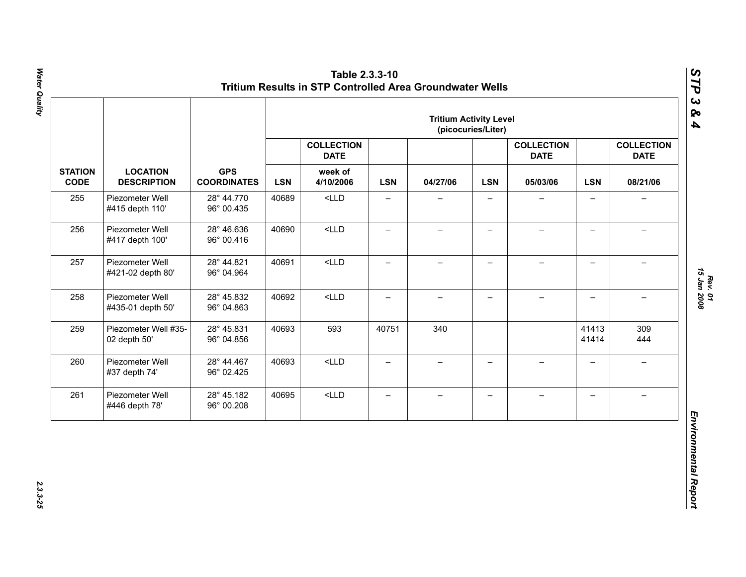# Table 2.3.3-10
## Tritium Results in STP Controlled Area Groundwater Wells

| STATION CODE | LOCATION DESCRIPTION | GPS COORDINATES | Tritium Activity Level (picocuries/Liter) | | | | | | | |
|---|---|---|---|---|---|---|---|---|---|---|
| | | | | COLLECTION DATE | | | | COLLECTION DATE | | COLLECTION DATE |
| | | | LSN | week of 4/10/2006 | LSN | 04/27/06 | LSN | 05/03/06 | LSN | 08/21/06 |
| 255 | Piezometer Well #415 depth 110' | 28° 44.770 96° 00.435 | 40689 | <LLD | – | – | – | – | – | – |
| 256 | Piezometer Well #417 depth 100' | 28° 46.636 96° 00.416 | 40690 | <LLD | – | – | – | – | – | – |
| 257 | Piezometer Well #421-02 depth 80' | 28° 44.821 96° 04.964 | 40691 | <LLD | – | – | – | – | – | – |
| 258 | Piezometer Well #435-01 depth 50' | 28° 45.832 96° 04.863 | 40692 | <LLD | – | – | – | – | – | – |
| 259 | Piezometer Well #35-02 depth 50' | 28° 45.831 96° 04.856 | 40693 | 593 | 40751 | 340 | | | 41413 41414 | 309 444 |
| 260 | Piezometer Well #37 depth 74' | 28° 44.467 96° 02.425 | 40693 | <LLD | – | – | – | – | – | – |
| 261 | Piezometer Well #446 depth 78' | 28° 45.182 96° 00.208 | 40695 | <LLD | – | – | – | – | – | – |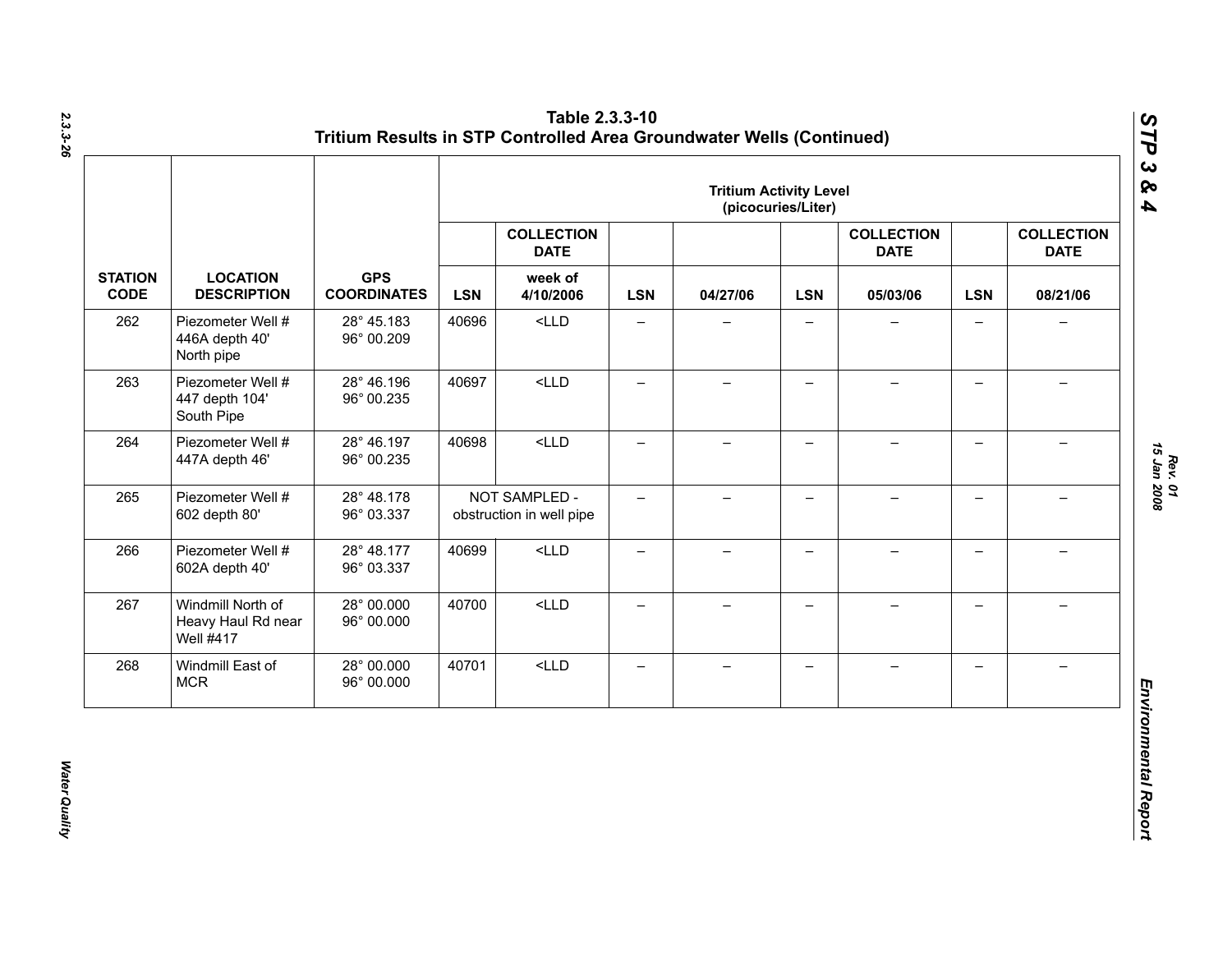# Table 2.3.3-10
## Tritium Results in STP Controlled Area Groundwater Wells (Continued)

| STATION CODE | LOCATION DESCRIPTION | GPS COORDINATES | Tritium Activity Level (picocuries/Liter) | | | | | | | |
|---|---|---|---|---|---|---|---|---|---|---|
| | | | | COLLECTION DATE | | | | COLLECTION DATE | | COLLECTION DATE |
| | | | LSN | week of 4/10/2006 | LSN | 04/27/06 | LSN | 05/03/06 | LSN | 08/21/06 |
| 262 | Piezometer Well # 446A depth 40' North pipe | 28° 45.183 96° 00.209 | 40696 | <LLD | – | – | – | – | – | – |
| 263 | Piezometer Well # 447 depth 104' South Pipe | 28° 46.196 96° 00.235 | 40697 | <LLD | – | – | – | – | – | – |
| 264 | Piezometer Well # 447A depth 46' | 28° 46.197 96° 00.235 | 40698 | <LLD | – | – | – | – | – | – |
| 265 | Piezometer Well # 602 depth 80' | 28° 48.178 96° 03.337 | NOT SAMPLED - obstruction in well pipe | | – | – | – | – | – | – |
| 266 | Piezometer Well # 602A depth 40' | 28° 48.177 96° 03.337 | 40699 | <LLD | – | – | – | – | – | – |
| 267 | Windmill North of Heavy Haul Rd near Well #417 | 28° 00.000 96° 00.000 | 40700 | <LLD | – | – | – | – | – | – |
| 268 | Windmill East of MCR | 28° 00.000 96° 00.000 | 40701 | <LLD | – | – | – | – | – | – |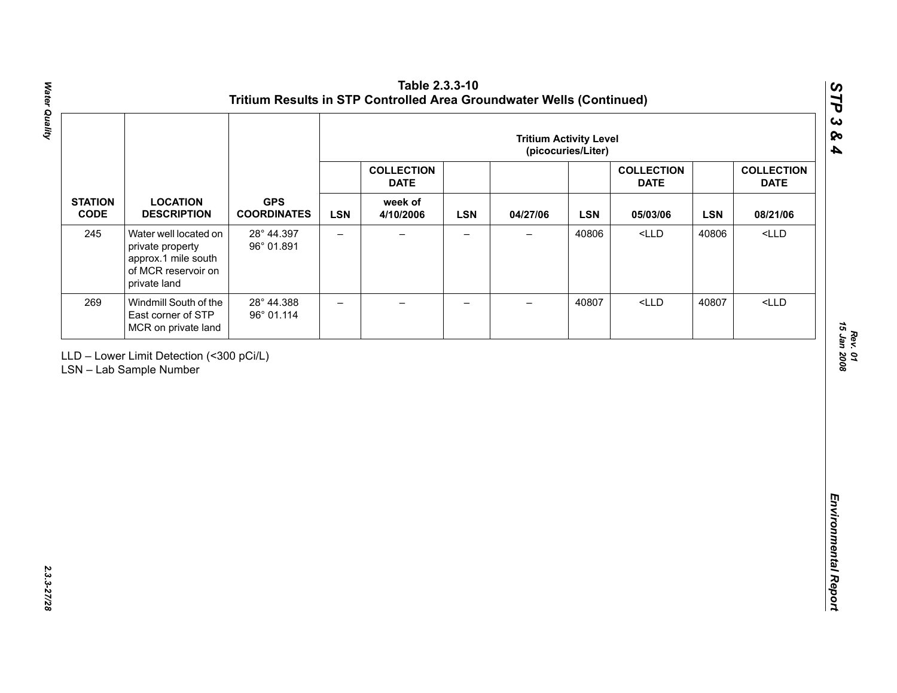# Table 2.3.3-10
## Tritium Results in STP Controlled Area Groundwater Wells (Continued)

| STATION CODE | LOCATION DESCRIPTION | GPS COORDINATES | Tritium Activity Level (picocuries/Liter) | | | | | | | |
|---|---|---|---|---|---|---|---|---|---|---|
| | | | | COLLECTION DATE | | | | COLLECTION DATE | | COLLECTION DATE |
| | | | LSN | week of 4/10/2006 | LSN | 04/27/06 | LSN | 05/03/06 | LSN | 08/21/06 |
| 245 | Water well located on private property approx.1 mile south of MCR reservoir on private land | 28° 44.397 96° 01.891 | – | – | – | – | 40806 | <LLD | 40806 | <LLD |
| 269 | Windmill South of the East corner of STP MCR on private land | 28° 44.388 96° 01.114 | – | – | – | – | 40807 | <LLD | 40807 | <LLD |

LLD – Lower Limit Detection (<300 pCi/L)
LSN – Lab Sample Number